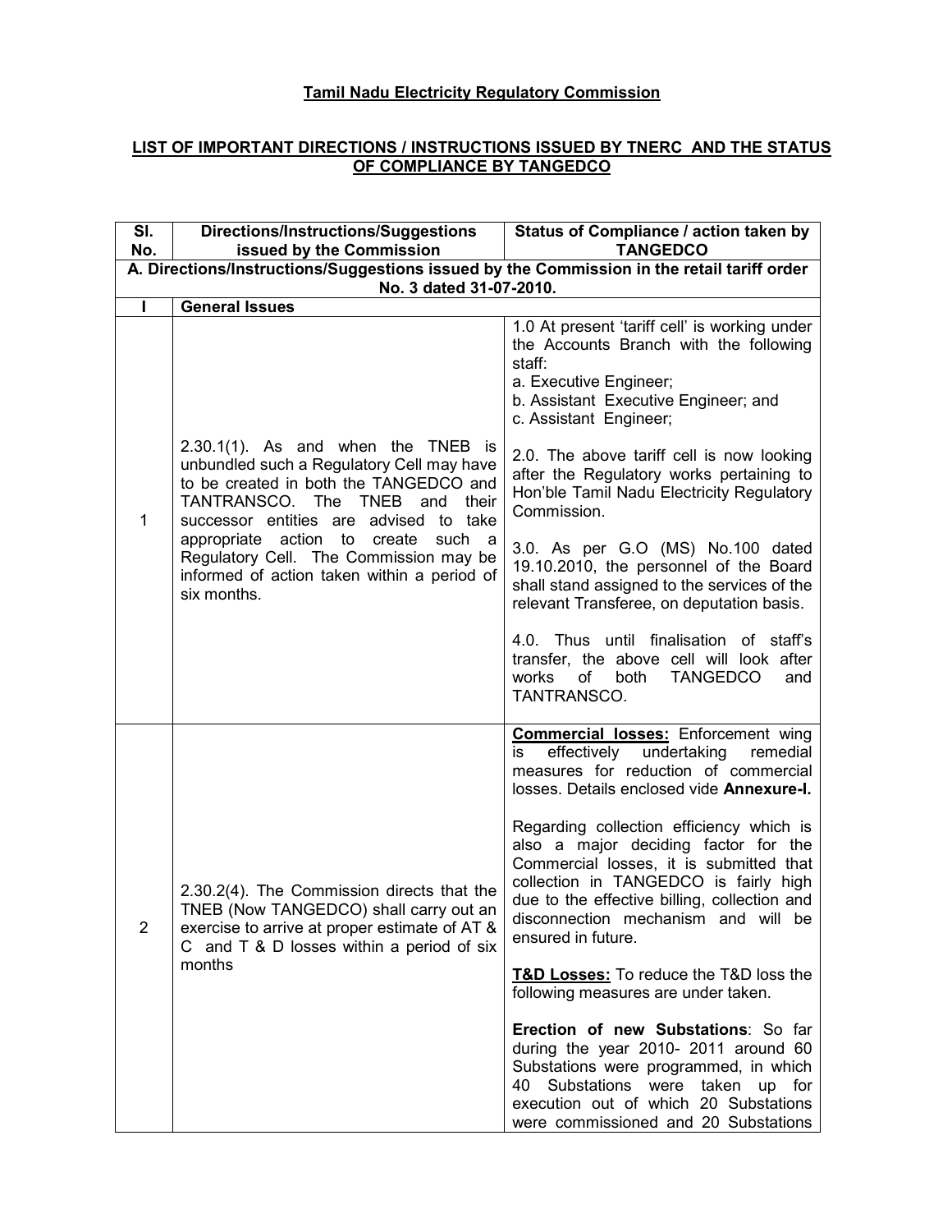**Tamil Nadu Electricity Regulatory Commission**

**LIST OF IMPORTANT DIRECTIONS / INSTRUCTIONS ISSUED BY TNERC AND THE STATUS OF COMPLIANCE BY TANGEDCO**

| Sl. No. | Directions/Instructions/Suggestions issued by the Commission | Status of Compliance / action taken by TANGEDCO |
|---|---|---|
| **A. Directions/Instructions/Suggestions issued by the Commission in the retail tariff order No. 3 dated 31-07-2010.** | | |
| **I** | **General Issues** | |
| 1 | 2.30.1(1). As and when the TNEB is unbundled such a Regulatory Cell may have to be created in both the TANGEDCO and TANTRANSCO. The TNEB and their successor entities are advised to take appropriate action to create such a Regulatory Cell. The Commission may be informed of action taken within a period of six months. | 1.0 At present 'tariff cell' is working under the Accounts Branch with the following staff:<br>a. Executive Engineer;<br>b. Assistant Executive Engineer; and<br>c. Assistant Engineer;<br><br>2.0. The above tariff cell is now looking after the Regulatory works pertaining to Hon'ble Tamil Nadu Electricity Regulatory Commission.<br><br>3.0. As per G.O (MS) No.100 dated 19.10.2010, the personnel of the Board shall stand assigned to the services of the relevant Transferee, on deputation basis.<br><br>4.0. Thus until finalisation of staff's transfer, the above cell will look after works of both TANGEDCO and TANTRANSCO. |
| 2 | 2.30.2(4). The Commission directs that the TNEB (Now TANGEDCO) shall carry out an exercise to arrive at proper estimate of AT & C and T & D losses within a period of six months | **Commercial losses:** Enforcement wing is effectively undertaking remedial measures for reduction of commercial losses. Details enclosed vide **Annexure-I.**<br><br>Regarding collection efficiency which is also a major deciding factor for the Commercial losses, it is submitted that collection in TANGEDCO is fairly high due to the effective billing, collection and disconnection mechanism and will be ensured in future.<br><br>**T&D Losses:** To reduce the T&D loss the following measures are under taken.<br><br>**Erection of new Substations**: So far during the year 2010- 2011 around 60 Substations were programmed, in which 40 Substations were taken up for execution out of which 20 Substations were commissioned and 20 Substations |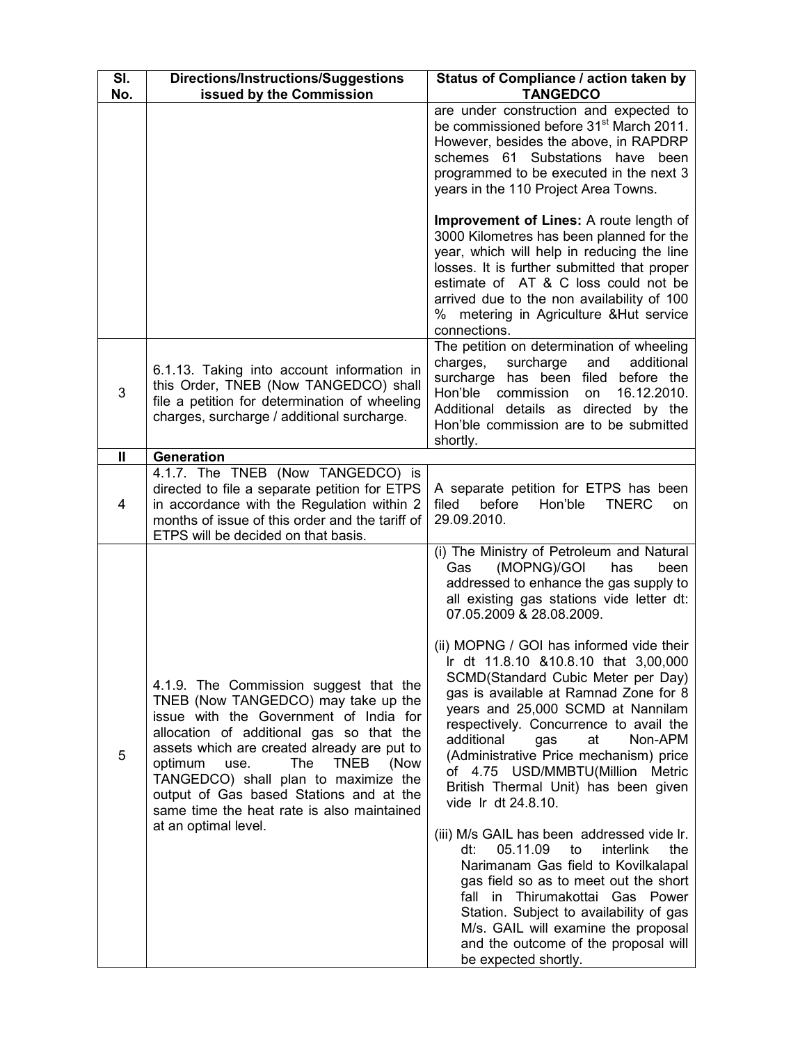| Sl. No. | Directions/Instructions/Suggestions issued by the Commission | Status of Compliance / action taken by TANGEDCO |
|---|---|---|
| | | are under construction and expected to be commissioned before 31st March 2011. However, besides the above, in RAPDRP schemes 61 Substations have been programmed to be executed in the next 3 years in the 110 Project Area Towns.<br><br>**Improvement of Lines:** A route length of 3000 Kilometres has been planned for the year, which will help in reducing the line losses. It is further submitted that proper estimate of AT & C loss could not be arrived due to the non availability of 100 % metering in Agriculture &Hut service connections. |
| 3 | 6.1.13. Taking into account information in this Order, TNEB (Now TANGEDCO) shall file a petition for determination of wheeling charges, surcharge / additional surcharge. | The petition on determination of wheeling charges, surcharge and additional surcharge has been filed before the Hon'ble commission on 16.12.2010. Additional details as directed by the Hon'ble commission are to be submitted shortly. |
| **II** | **Generation** | |
| 4 | 4.1.7. The TNEB (Now TANGEDCO) is directed to file a separate petition for ETPS in accordance with the Regulation within 2 months of issue of this order and the tariff of ETPS will be decided on that basis. | A separate petition for ETPS has been filed before Hon'ble TNERC on 29.09.2010. |
| 5 | 4.1.9. The Commission suggest that the TNEB (Now TANGEDCO) may take up the issue with the Government of India for allocation of additional gas so that the assets which are created already are put to optimum use. The TNEB (Now TANGEDCO) shall plan to maximize the output of Gas based Stations and at the same time the heat rate is also maintained at an optimal level. | (i) The Ministry of Petroleum and Natural Gas (MOPNG)/GOI has been addressed to enhance the gas supply to all existing gas stations vide letter dt: 07.05.2009 & 28.08.2009.<br><br>(ii) MOPNG / GOI has informed vide their lr dt 11.8.10 &10.8.10 that 3,00,000 SCMD(Standard Cubic Meter per Day) gas is available at Ramnad Zone for 8 years and 25,000 SCMD at Nannilam respectively. Concurrence to avail the additional gas at Non-APM (Administrative Price mechanism) price of 4.75 USD/MMBTU(Million Metric British Thermal Unit) has been given vide lr dt 24.8.10.<br><br>(iii) M/s GAIL has been addressed vide lr. dt: 05.11.09 to interlink the Narimanam Gas field to Kovilkalapal gas field so as to meet out the short fall in Thirumakottai Gas Power Station. Subject to availability of gas M/s. GAIL will examine the proposal and the outcome of the proposal will be expected shortly. |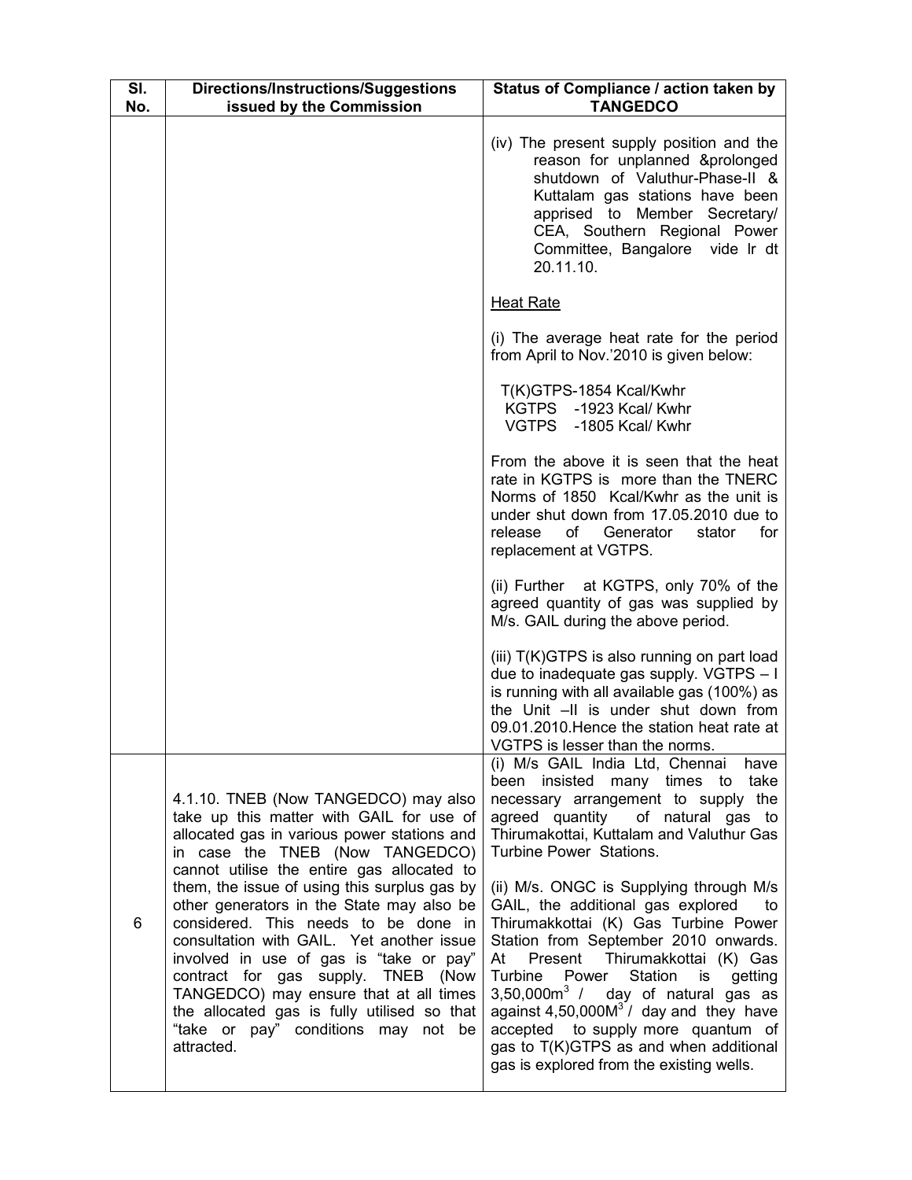| Sl. No. | Directions/Instructions/Suggestions issued by the Commission | Status of Compliance / action taken by TANGEDCO |
|---|---|---|
| | | (iv) The present supply position and the reason for unplanned &prolonged shutdown of Valuthur-Phase-II & Kuttalam gas stations have been apprised to Member Secretary/ CEA, Southern Regional Power Committee, Bangalore vide lr dt 20.11.10.<br><br>Heat Rate<br><br>(i) The average heat rate for the period from April to Nov.'2010 is given below:<br><br>T(K)GTPS-1854 Kcal/Kwhr<br>KGTPS -1923 Kcal/ Kwhr<br>VGTPS -1805 Kcal/ Kwhr<br><br>From the above it is seen that the heat rate in KGTPS is more than the TNERC Norms of 1850 Kcal/Kwhr as the unit is under shut down from 17.05.2010 due to release of Generator stator for replacement at VGTPS.<br><br>(ii) Further at KGTPS, only 70% of the agreed quantity of gas was supplied by M/s. GAIL during the above period.<br><br>(iii) T(K)GTPS is also running on part load due to inadequate gas supply. VGTPS – I is running with all available gas (100%) as the Unit –II is under shut down from 09.01.2010.Hence the station heat rate at VGTPS is lesser than the norms. |
| 6 | 4.1.10. TNEB (Now TANGEDCO) may also take up this matter with GAIL for use of allocated gas in various power stations and in case the TNEB (Now TANGEDCO) cannot utilise the entire gas allocated to them, the issue of using this surplus gas by other generators in the State may also be considered. This needs to be done in consultation with GAIL. Yet another issue involved in use of gas is "take or pay" contract for gas supply. TNEB (Now TANGEDCO) may ensure that at all times the allocated gas is fully utilised so that "take or pay" conditions may not be attracted. | (i) M/s GAIL India Ltd, Chennai have been insisted many times to take necessary arrangement to supply the agreed quantity of natural gas to Thirumakottai, Kuttalam and Valuthur Gas Turbine Power Stations.<br><br>(ii) M/s. ONGC is Supplying through M/s GAIL, the additional gas explored to Thirumakkottai (K) Gas Turbine Power Station from September 2010 onwards. At Present Thirumakkottai (K) Gas Turbine Power Station is getting 3,50,000$m^3$ / day of natural gas as against 4,50,000$M^3$ / day and they have accepted to supply more quantum of gas to T(K)GTPS as and when additional gas is explored from the existing wells. |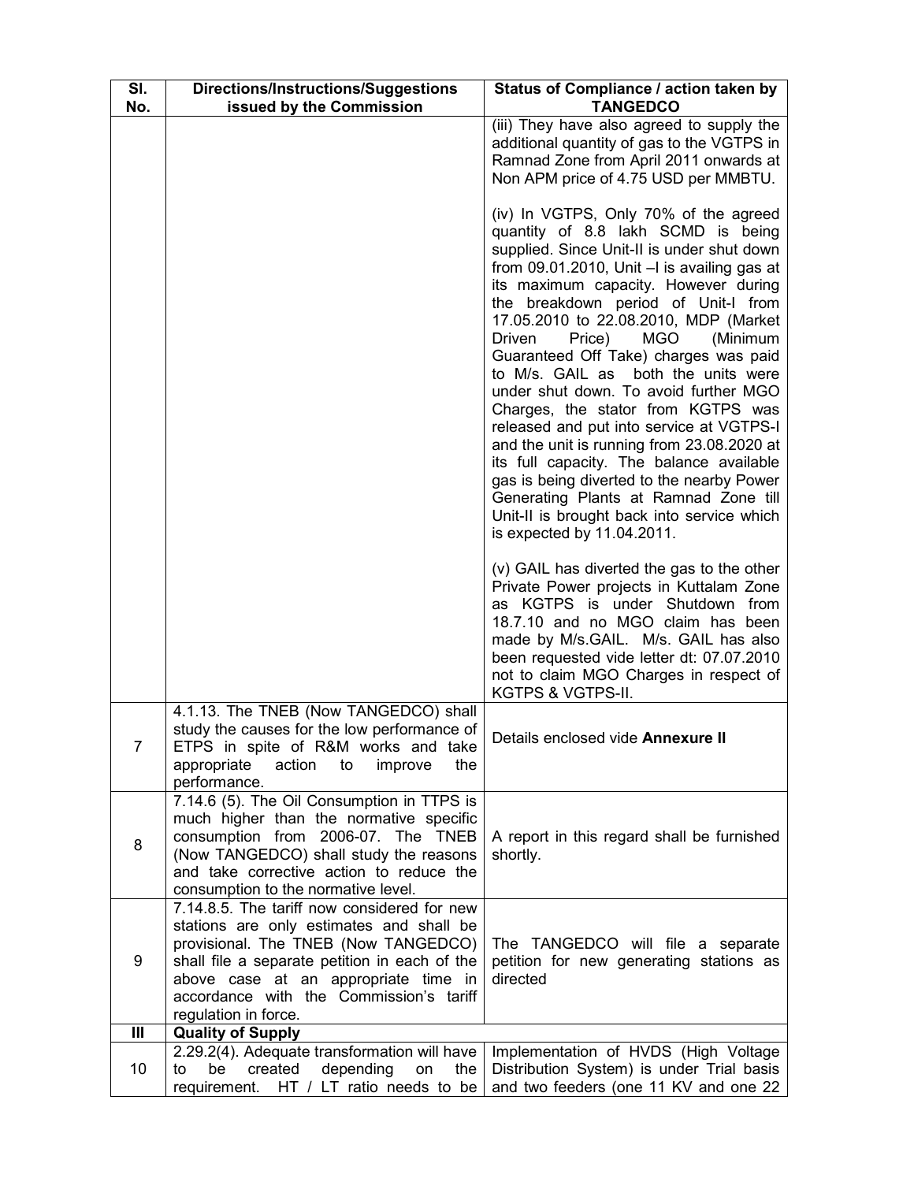| Sl. No. | Directions/Instructions/Suggestions issued by the Commission | Status of Compliance / action taken by TANGEDCO |
|---|---|---|
| | | (iii) They have also agreed to supply the additional quantity of gas to the VGTPS in Ramnad Zone from April 2011 onwards at Non APM price of 4.75 USD per MMBTU.<br><br>(iv) In VGTPS, Only 70% of the agreed quantity of 8.8 lakh SCMD is being supplied. Since Unit-II is under shut down from 09.01.2010, Unit –I is availing gas at its maximum capacity. However during the breakdown period of Unit-I from 17.05.2010 to 22.08.2010, MDP (Market Driven Price) MGO (Minimum Guaranteed Off Take) charges was paid to M/s. GAIL as both the units were under shut down. To avoid further MGO Charges, the stator from KGTPS was released and put into service at VGTPS-I and the unit is running from 23.08.2020 at its full capacity. The balance available gas is being diverted to the nearby Power Generating Plants at Ramnad Zone till Unit-II is brought back into service which is expected by 11.04.2011.<br><br>(v) GAIL has diverted the gas to the other Private Power projects in Kuttalam Zone as KGTPS is under Shutdown from 18.7.10 and no MGO claim has been made by M/s.GAIL. M/s. GAIL has also been requested vide letter dt: 07.07.2010 not to claim MGO Charges in respect of KGTPS & VGTPS-II. |
| 7 | 4.1.13. The TNEB (Now TANGEDCO) shall study the causes for the low performance of ETPS in spite of R&M works and take appropriate action to improve the performance. | Details enclosed vide **Annexure II** |
| 8 | 7.14.6 (5). The Oil Consumption in TTPS is much higher than the normative specific consumption from 2006-07. The TNEB (Now TANGEDCO) shall study the reasons and take corrective action to reduce the consumption to the normative level. | A report in this regard shall be furnished shortly. |
| 9 | 7.14.8.5. The tariff now considered for new stations are only estimates and shall be provisional. The TNEB (Now TANGEDCO) shall file a separate petition in each of the above case at an appropriate time in accordance with the Commission's tariff regulation in force. | The TANGEDCO will file a separate petition for new generating stations as directed |
| **III** | **Quality of Supply** | |
| 10 | 2.29.2(4). Adequate transformation will have to be created depending on the requirement. HT / LT ratio needs to be | Implementation of HVDS (High Voltage Distribution System) is under Trial basis and two feeders (one 11 KV and one 22 |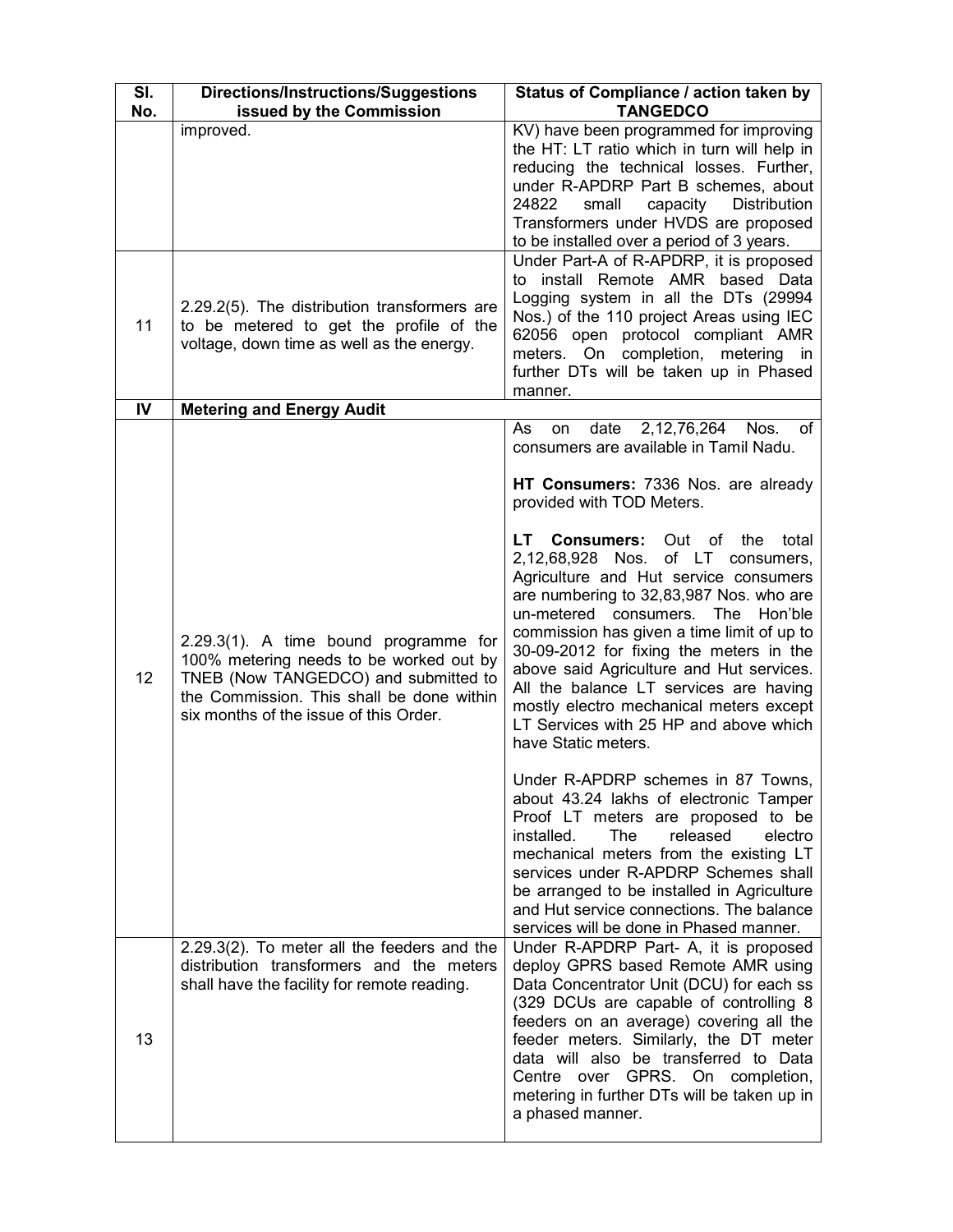| Sl. No. | Directions/Instructions/Suggestions issued by the Commission | Status of Compliance / action taken by TANGEDCO |
|---|---|---|
| | improved. | KV) have been programmed for improving the HT: LT ratio which in turn will help in reducing the technical losses. Further, under R-APDRP Part B schemes, about 24822 small capacity Distribution Transformers under HVDS are proposed to be installed over a period of 3 years. |
| 11 | 2.29.2(5). The distribution transformers are to be metered to get the profile of the voltage, down time as well as the energy. | Under Part-A of R-APDRP, it is proposed to install Remote AMR based Data Logging system in all the DTs (29994 Nos.) of the 110 project Areas using IEC 62056 open protocol compliant AMR meters. On completion, metering in further DTs will be taken up in Phased manner. |
| **IV** | **Metering and Energy Audit** | |
| 12 | 2.29.3(1). A time bound programme for 100% metering needs to be worked out by TNEB (Now TANGEDCO) and submitted to the Commission. This shall be done within six months of the issue of this Order. | As on date 2,12,76,264 Nos. of consumers are available in Tamil Nadu.<br><br>**HT Consumers:** 7336 Nos. are already provided with TOD Meters.<br><br>**LT Consumers:** Out of the total 2,12,68,928 Nos. of LT consumers, Agriculture and Hut service consumers are numbering to 32,83,987 Nos. who are un-metered consumers. The Hon'ble commission has given a time limit of up to 30-09-2012 for fixing the meters in the above said Agriculture and Hut services. All the balance LT services are having mostly electro mechanical meters except LT Services with 25 HP and above which have Static meters.<br><br>Under R-APDRP schemes in 87 Towns, about 43.24 lakhs of electronic Tamper Proof LT meters are proposed to be installed. The released electro mechanical meters from the existing LT services under R-APDRP Schemes shall be arranged to be installed in Agriculture and Hut service connections. The balance services will be done in Phased manner. |
| 13 | 2.29.3(2). To meter all the feeders and the distribution transformers and the meters shall have the facility for remote reading. | Under R-APDRP Part- A, it is proposed deploy GPRS based Remote AMR using Data Concentrator Unit (DCU) for each ss (329 DCUs are capable of controlling 8 feeders on an average) covering all the feeder meters. Similarly, the DT meter data will also be transferred to Data Centre over GPRS. On completion, metering in further DTs will be taken up in a phased manner. |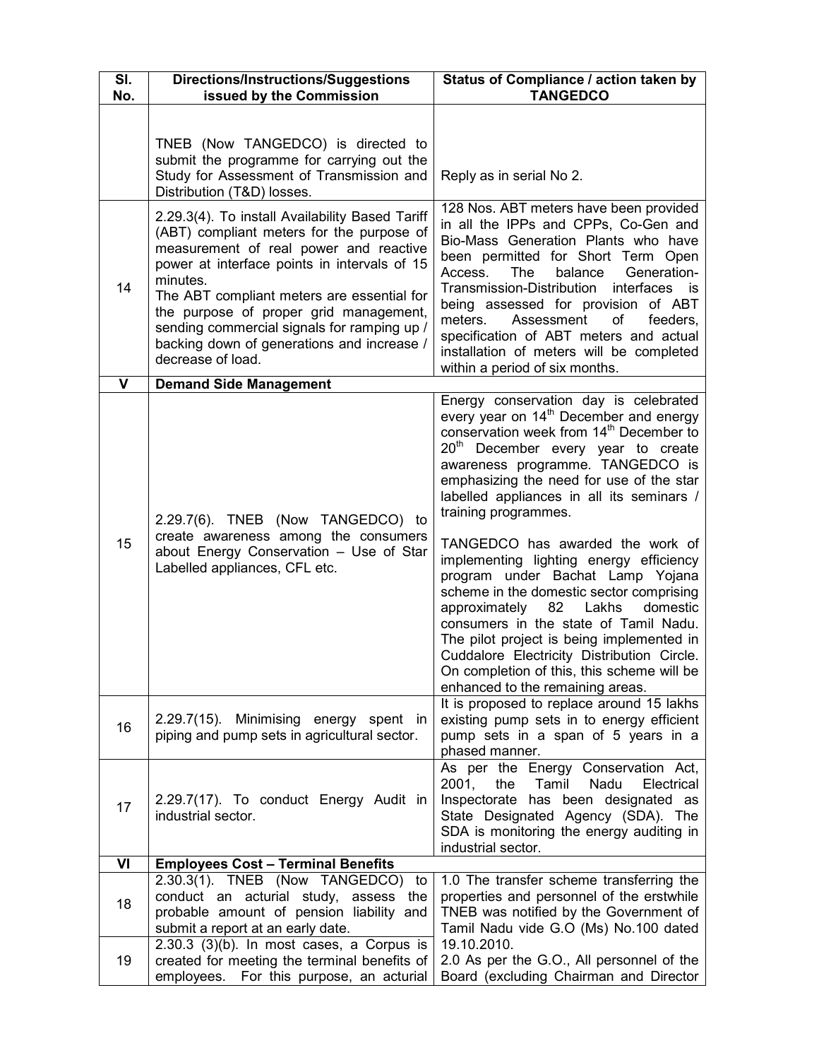| Sl. No. | Directions/Instructions/Suggestions issued by the Commission | Status of Compliance / action taken by TANGEDCO |
|---|---|---|
| | TNEB (Now TANGEDCO) is directed to submit the programme for carrying out the Study for Assessment of Transmission and Distribution (T&D) losses. | Reply as in serial No 2. |
| 14 | 2.29.3(4). To install Availability Based Tariff (ABT) compliant meters for the purpose of measurement of real power and reactive power at interface points in intervals of 15 minutes.<br>The ABT compliant meters are essential for the purpose of proper grid management, sending commercial signals for ramping up / backing down of generations and increase / decrease of load. | 128 Nos. ABT meters have been provided in all the IPPs and CPPs, Co-Gen and Bio-Mass Generation Plants who have been permitted for Short Term Open Access. The balance Generation-Transmission-Distribution interfaces is being assessed for provision of ABT meters. Assessment of feeders, specification of ABT meters and actual installation of meters will be completed within a period of six months. |
| **V** | **Demand Side Management** | |
| 15 | 2.29.7(6). TNEB (Now TANGEDCO) to create awareness among the consumers about Energy Conservation – Use of Star Labelled appliances, CFL etc. | Energy conservation day is celebrated every year on 14th December and energy conservation week from 14th December to 20th December every year to create awareness programme. TANGEDCO is emphasizing the need for use of the star labelled appliances in all its seminars / training programmes.<br><br>TANGEDCO has awarded the work of implementing lighting energy efficiency program under Bachat Lamp Yojana scheme in the domestic sector comprising approximately 82 Lakhs domestic consumers in the state of Tamil Nadu. The pilot project is being implemented in Cuddalore Electricity Distribution Circle. On completion of this, this scheme will be enhanced to the remaining areas. |
| 16 | 2.29.7(15). Minimising energy spent in piping and pump sets in agricultural sector. | It is proposed to replace around 15 lakhs existing pump sets in to energy efficient pump sets in a span of 5 years in a phased manner. |
| 17 | 2.29.7(17). To conduct Energy Audit in industrial sector. | As per the Energy Conservation Act, 2001, the Tamil Nadu Electrical Inspectorate has been designated as State Designated Agency (SDA). The SDA is monitoring the energy auditing in industrial sector. |
| **VI** | **Employees Cost – Terminal Benefits** | |
| 18 | 2.30.3(1). TNEB (Now TANGEDCO) to conduct an acturial study, assess the probable amount of pension liability and submit a report at an early date. | 1.0 The transfer scheme transferring the properties and personnel of the erstwhile TNEB was notified by the Government of Tamil Nadu vide G.O (Ms) No.100 dated 19.10.2010.<br>2.0 As per the G.O., All personnel of the Board (excluding Chairman and Director |
| 19 | 2.30.3 (3)(b). In most cases, a Corpus is created for meeting the terminal benefits of employees. For this purpose, an acturial | |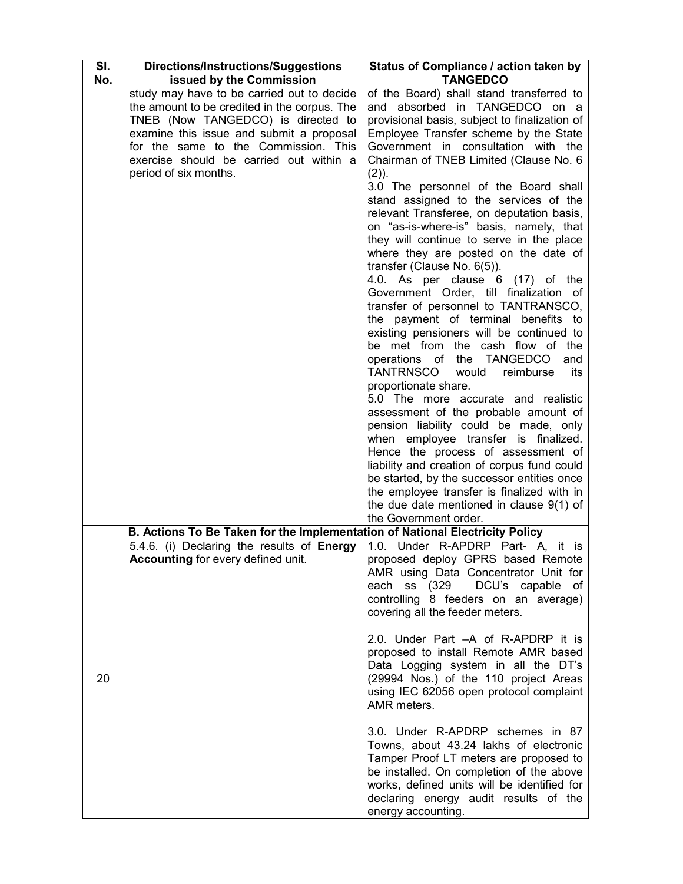| Sl. No. | Directions/Instructions/Suggestions issued by the Commission | Status of Compliance / action taken by TANGEDCO |
|---|---|---|
| | study may have to be carried out to decide the amount to be credited in the corpus. The TNEB (Now TANGEDCO) is directed to examine this issue and submit a proposal for the same to the Commission. This exercise should be carried out within a period of six months. | of the Board) shall stand transferred to and absorbed in TANGEDCO on a provisional basis, subject to finalization of Employee Transfer scheme by the State Government in consultation with the Chairman of TNEB Limited (Clause No. 6 (2)).<br>3.0 The personnel of the Board shall stand assigned to the services of the relevant Transferee, on deputation basis, on "as-is-where-is" basis, namely, that they will continue to serve in the place where they are posted on the date of transfer (Clause No. 6(5)).<br>4.0. As per clause 6 (17) of the Government Order, till finalization of transfer of personnel to TANTRANSCO, the payment of terminal benefits to existing pensioners will be continued to be met from the cash flow of the operations of the TANGEDCO and TANTRNSCO would reimburse its proportionate share.<br>5.0 The more accurate and realistic assessment of the probable amount of pension liability could be made, only when employee transfer is finalized. Hence the process of assessment of liability and creation of corpus fund could be started, by the successor entities once the employee transfer is finalized with in the due date mentioned in clause 9(1) of the Government order. |
| | **B. Actions To Be Taken for the Implementation of National Electricity Policy** | |
| 20 | 5.4.6. (i) Declaring the results of **Energy Accounting** for every defined unit. | 1.0. Under R-APDRP Part- A, it is proposed deploy GPRS based Remote AMR using Data Concentrator Unit for each ss (329 DCU's capable of controlling 8 feeders on an average) covering all the feeder meters.<br><br>2.0. Under Part –A of R-APDRP it is proposed to install Remote AMR based Data Logging system in all the DT's (29994 Nos.) of the 110 project Areas using IEC 62056 open protocol complaint AMR meters.<br><br>3.0. Under R-APDRP schemes in 87 Towns, about 43.24 lakhs of electronic Tamper Proof LT meters are proposed to be installed. On completion of the above works, defined units will be identified for declaring energy audit results of the energy accounting. |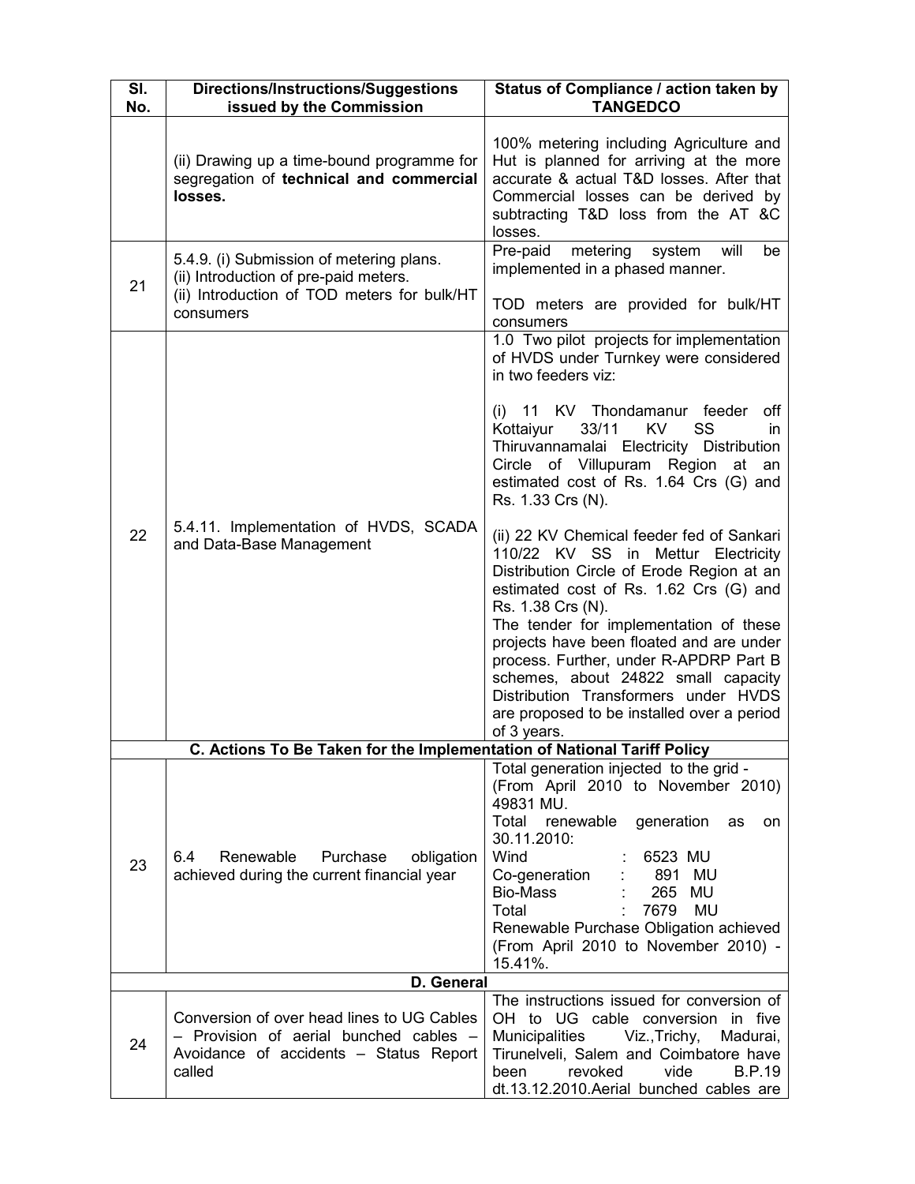| Sl. No. | Directions/Instructions/Suggestions issued by the Commission | Status of Compliance / action taken by TANGEDCO |
|---|---|---|
| | (ii) Drawing up a time-bound programme for segregation of **technical and commercial losses.** | 100% metering including Agriculture and Hut is planned for arriving at the more accurate & actual T&D losses. After that Commercial losses can be derived by subtracting T&D loss from the AT &C losses. |
| 21 | 5.4.9. (i) Submission of metering plans.<br>(ii) Introduction of pre-paid meters.<br>(ii) Introduction of TOD meters for bulk/HT consumers | Pre-paid metering system will be implemented in a phased manner.<br><br>TOD meters are provided for bulk/HT consumers |
| 22 | 5.4.11. Implementation of HVDS, SCADA and Data-Base Management | 1.0 Two pilot projects for implementation of HVDS under Turnkey were considered in two feeders viz:<br><br>(i) 11 KV Thondamanur feeder off Kottaiyur 33/11 KV SS in Thiruvannamalai Electricity Distribution Circle of Villupuram Region at an estimated cost of Rs. 1.64 Crs (G) and Rs. 1.33 Crs (N).<br><br>(ii) 22 KV Chemical feeder fed of Sankari 110/22 KV SS in Mettur Electricity Distribution Circle of Erode Region at an estimated cost of Rs. 1.62 Crs (G) and Rs. 1.38 Crs (N).<br>The tender for implementation of these projects have been floated and are under process. Further, under R-APDRP Part B schemes, about 24822 small capacity Distribution Transformers under HVDS are proposed to be installed over a period of 3 years. |
| | **C. Actions To Be Taken for the Implementation of National Tariff Policy** | |
| 23 | 6.4 Renewable Purchase obligation achieved during the current financial year | Total generation injected to the grid - (From April 2010 to November 2010) 49831 MU.<br>Total renewable generation as on 30.11.2010:<br>Wind : 6523 MU<br>Co-generation : 891 MU<br>Bio-Mass : 265 MU<br>Total : 7679 MU<br>Renewable Purchase Obligation achieved (From April 2010 to November 2010) - 15.41%. |
| | **D. General** | |
| 24 | Conversion of over head lines to UG Cables – Provision of aerial bunched cables – Avoidance of accidents – Status Report called | The instructions issued for conversion of OH to UG cable conversion in five Municipalities Viz.,Trichy, Madurai, Tirunelveli, Salem and Coimbatore have been revoked vide B.P.19 dt.13.12.2010.Aerial bunched cables are |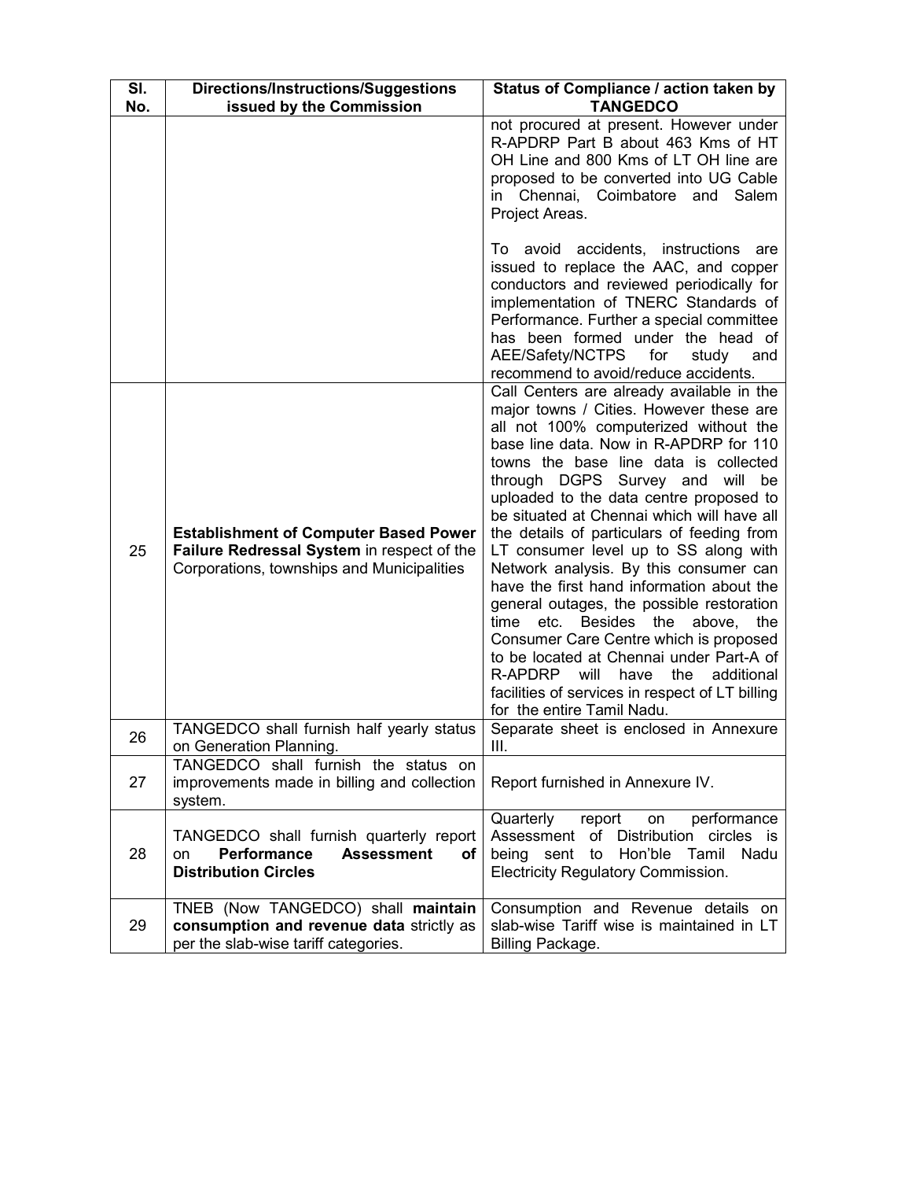| Sl. No. | Directions/Instructions/Suggestions issued by the Commission | Status of Compliance / action taken by TANGEDCO |
|---|---|---|
| | | not procured at present. However under R-APDRP Part B about 463 Kms of HT OH Line and 800 Kms of LT OH line are proposed to be converted into UG Cable in Chennai, Coimbatore and Salem Project Areas.<br><br>To avoid accidents, instructions are issued to replace the AAC, and copper conductors and reviewed periodically for implementation of TNERC Standards of Performance. Further a special committee has been formed under the head of AEE/Safety/NCTPS for study and recommend to avoid/reduce accidents. |
| 25 | **Establishment of Computer Based Power Failure Redressal System** in respect of the Corporations, townships and Municipalities | Call Centers are already available in the major towns / Cities. However these are all not 100% computerized without the base line data. Now in R-APDRP for 110 towns the base line data is collected through DGPS Survey and will be uploaded to the data centre proposed to be situated at Chennai which will have all the details of particulars of feeding from LT consumer level up to SS along with Network analysis. By this consumer can have the first hand information about the general outages, the possible restoration time etc. Besides the above, the Consumer Care Centre which is proposed to be located at Chennai under Part-A of R-APDRP will have the additional facilities of services in respect of LT billing for the entire Tamil Nadu. |
| 26 | TANGEDCO shall furnish half yearly status on Generation Planning. | Separate sheet is enclosed in Annexure III. |
| 27 | TANGEDCO shall furnish the status on improvements made in billing and collection system. | Report furnished in Annexure IV. |
| 28 | TANGEDCO shall furnish quarterly report on **Performance Assessment of Distribution Circles** | Quarterly report on performance Assessment of Distribution circles is being sent to Hon'ble Tamil Nadu Electricity Regulatory Commission. |
| 29 | TNEB (Now TANGEDCO) shall **maintain consumption and revenue data** strictly as per the slab-wise tariff categories. | Consumption and Revenue details on slab-wise Tariff wise is maintained in LT Billing Package. |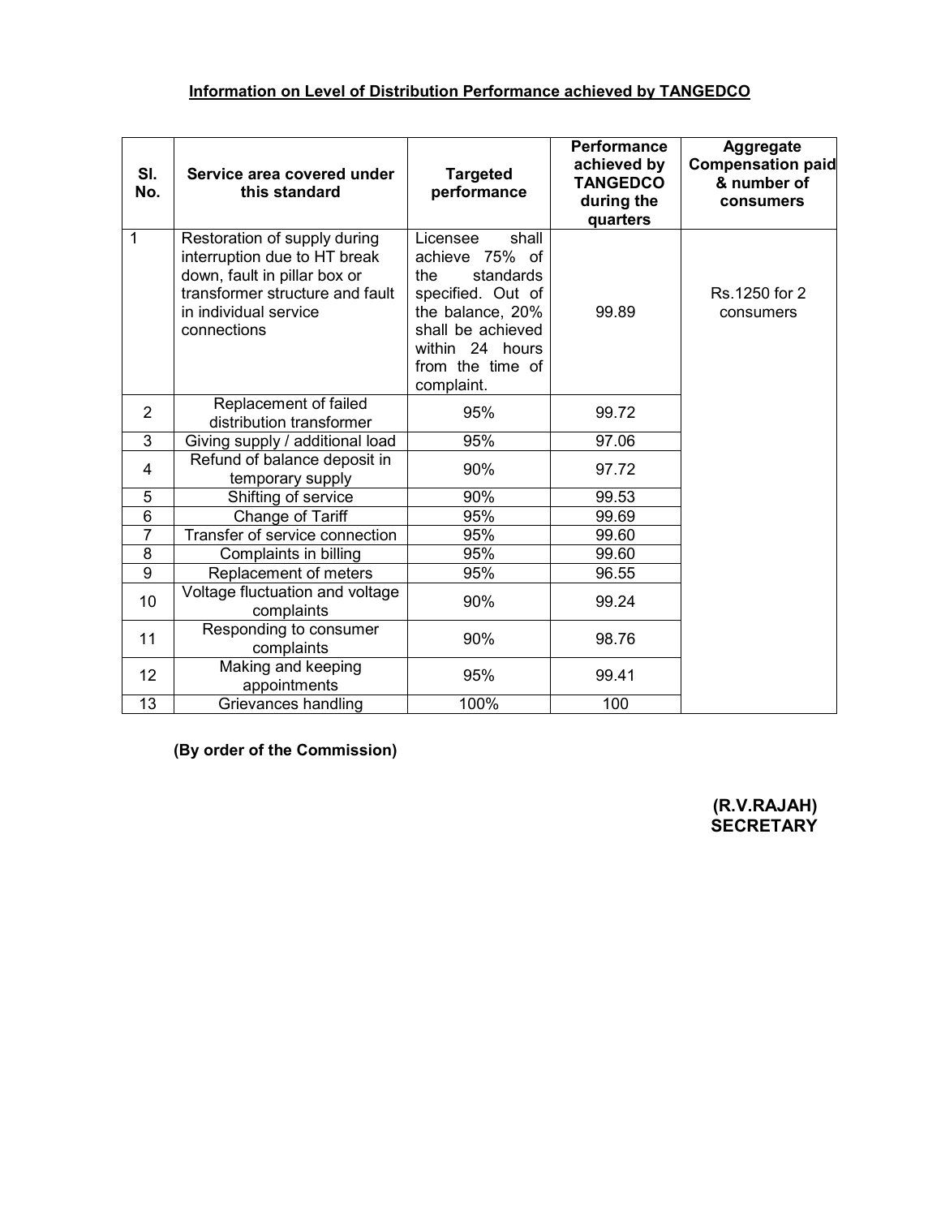**Information on Level of Distribution Performance achieved by TANGEDCO**

| Sl. No. | Service area covered under this standard | Targeted performance | Performance achieved by TANGEDCO during the quarters | Aggregate Compensation paid & number of consumers |
|---|---|---|---|---|
| 1 | Restoration of supply during interruption due to HT break down, fault in pillar box or transformer structure and fault in individual service connections | Licensee shall achieve 75% of the standards specified. Out of the balance, 20% shall be achieved within 24 hours from the time of complaint. | 99.89 | Rs.1250 for 2 consumers |
| 2 | Replacement of failed distribution transformer | 95% | 99.72 | |
| 3 | Giving supply / additional load | 95% | 97.06 | |
| 4 | Refund of balance deposit in temporary supply | 90% | 97.72 | |
| 5 | Shifting of service | 90% | 99.53 | |
| 6 | Change of Tariff | 95% | 99.69 | |
| 7 | Transfer of service connection | 95% | 99.60 | |
| 8 | Complaints in billing | 95% | 99.60 | |
| 9 | Replacement of meters | 95% | 96.55 | |
| 10 | Voltage fluctuation and voltage complaints | 90% | 99.24 | |
| 11 | Responding to consumer complaints | 90% | 98.76 | |
| 12 | Making and keeping appointments | 95% | 99.41 | |
| 13 | Grievances handling | 100% | 100 | |

**(By order of the Commission)**

**(R.V.RAJAH)**
**SECRETARY**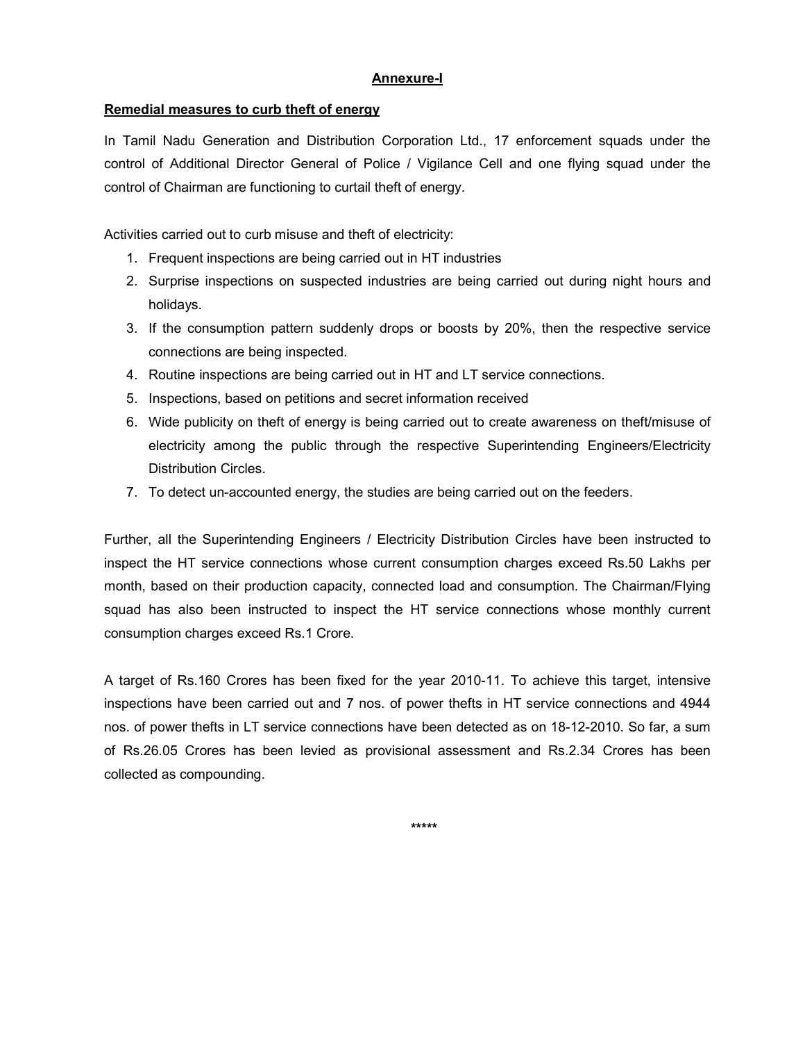## Annexure-I

**Remedial measures to curb theft of energy**

In Tamil Nadu Generation and Distribution Corporation Ltd., 17 enforcement squads under the control of Additional Director General of Police / Vigilance Cell and one flying squad under the control of Chairman are functioning to curtail theft of energy.

Activities carried out to curb misuse and theft of electricity:

1. Frequent inspections are being carried out in HT industries
2. Surprise inspections on suspected industries are being carried out during night hours and holidays.
3. If the consumption pattern suddenly drops or boosts by 20%, then the respective service connections are being inspected.
4. Routine inspections are being carried out in HT and LT service connections.
5. Inspections, based on petitions and secret information received
6. Wide publicity on theft of energy is being carried out to create awareness on theft/misuse of electricity among the public through the respective Superintending Engineers/Electricity Distribution Circles.
7. To detect un-accounted energy, the studies are being carried out on the feeders.

Further, all the Superintending Engineers / Electricity Distribution Circles have been instructed to inspect the HT service connections whose current consumption charges exceed Rs.50 Lakhs per month, based on their production capacity, connected load and consumption. The Chairman/Flying squad has also been instructed to inspect the HT service connections whose monthly current consumption charges exceed Rs.1 Crore.

A target of Rs.160 Crores has been fixed for the year 2010-11. To achieve this target, intensive inspections have been carried out and 7 nos. of power thefts in HT service connections and 4944 nos. of power thefts in LT service connections have been detected as on 18-12-2010. So far, a sum of Rs.26.05 Crores has been levied as provisional assessment and Rs.2.34 Crores has been collected as compounding.

*****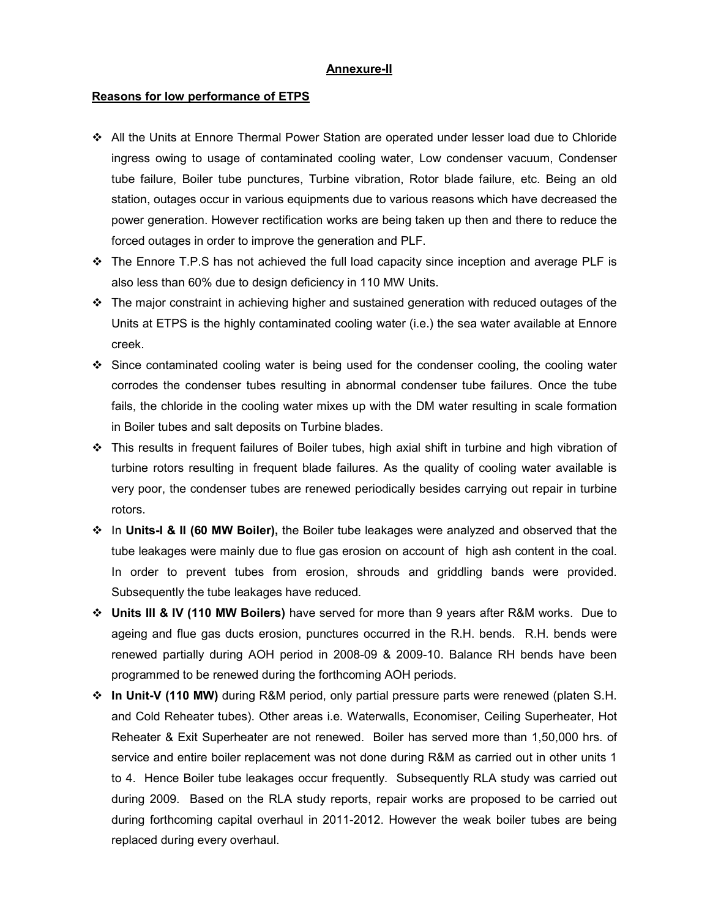**Annexure-II**

**Reasons for low performance of ETPS**

- All the Units at Ennore Thermal Power Station are operated under lesser load due to Chloride ingress owing to usage of contaminated cooling water, Low condenser vacuum, Condenser tube failure, Boiler tube punctures, Turbine vibration, Rotor blade failure, etc. Being an old station, outages occur in various equipments due to various reasons which have decreased the power generation. However rectification works are being taken up then and there to reduce the forced outages in order to improve the generation and PLF.
- The Ennore T.P.S has not achieved the full load capacity since inception and average PLF is also less than 60% due to design deficiency in 110 MW Units.
- The major constraint in achieving higher and sustained generation with reduced outages of the Units at ETPS is the highly contaminated cooling water (i.e.) the sea water available at Ennore creek.
- Since contaminated cooling water is being used for the condenser cooling, the cooling water corrodes the condenser tubes resulting in abnormal condenser tube failures. Once the tube fails, the chloride in the cooling water mixes up with the DM water resulting in scale formation in Boiler tubes and salt deposits on Turbine blades.
- This results in frequent failures of Boiler tubes, high axial shift in turbine and high vibration of turbine rotors resulting in frequent blade failures. As the quality of cooling water available is very poor, the condenser tubes are renewed periodically besides carrying out repair in turbine rotors.
- In **Units-I & II (60 MW Boiler),** the Boiler tube leakages were analyzed and observed that the tube leakages were mainly due to flue gas erosion on account of high ash content in the coal. In order to prevent tubes from erosion, shrouds and griddling bands were provided. Subsequently the tube leakages have reduced.
- **Units III & IV (110 MW Boilers)** have served for more than 9 years after R&M works. Due to ageing and flue gas ducts erosion, punctures occurred in the R.H. bends. R.H. bends were renewed partially during AOH period in 2008-09 & 2009-10. Balance RH bends have been programmed to be renewed during the forthcoming AOH periods.
- **In Unit-V (110 MW)** during R&M period, only partial pressure parts were renewed (platen S.H. and Cold Reheater tubes). Other areas i.e. Waterwalls, Economiser, Ceiling Superheater, Hot Reheater & Exit Superheater are not renewed. Boiler has served more than 1,50,000 hrs. of service and entire boiler replacement was not done during R&M as carried out in other units 1 to 4. Hence Boiler tube leakages occur frequently. Subsequently RLA study was carried out during 2009. Based on the RLA study reports, repair works are proposed to be carried out during forthcoming capital overhaul in 2011-2012. However the weak boiler tubes are being replaced during every overhaul.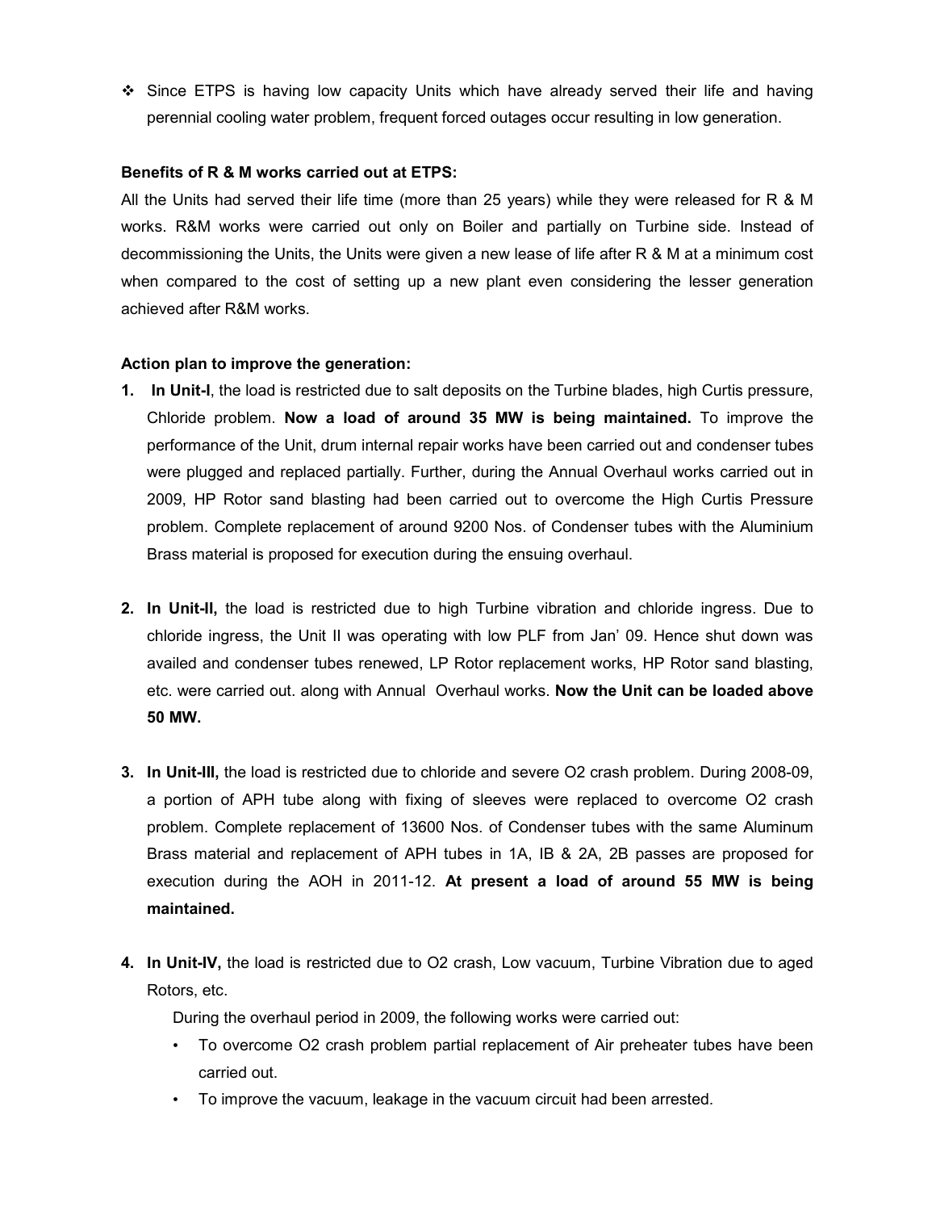- Since ETPS is having low capacity Units which have already served their life and having perennial cooling water problem, frequent forced outages occur resulting in low generation.

**Benefits of R & M works carried out at ETPS:**

All the Units had served their life time (more than 25 years) while they were released for R & M works. R&M works were carried out only on Boiler and partially on Turbine side. Instead of decommissioning the Units, the Units were given a new lease of life after R & M at a minimum cost when compared to the cost of setting up a new plant even considering the lesser generation achieved after R&M works.

**Action plan to improve the generation:**

1. **In Unit-I**, the load is restricted due to salt deposits on the Turbine blades, high Curtis pressure, Chloride problem. **Now a load of around 35 MW is being maintained.** To improve the performance of the Unit, drum internal repair works have been carried out and condenser tubes were plugged and replaced partially. Further, during the Annual Overhaul works carried out in 2009, HP Rotor sand blasting had been carried out to overcome the High Curtis Pressure problem. Complete replacement of around 9200 Nos. of Condenser tubes with the Aluminium Brass material is proposed for execution during the ensuing overhaul.

2. **In Unit-II,** the load is restricted due to high Turbine vibration and chloride ingress. Due to chloride ingress, the Unit II was operating with low PLF from Jan' 09. Hence shut down was availed and condenser tubes renewed, LP Rotor replacement works, HP Rotor sand blasting, etc. were carried out. along with Annual Overhaul works. **Now the Unit can be loaded above 50 MW.**

3. **In Unit-III,** the load is restricted due to chloride and severe O2 crash problem. During 2008-09, a portion of APH tube along with fixing of sleeves were replaced to overcome O2 crash problem. Complete replacement of 13600 Nos. of Condenser tubes with the same Aluminum Brass material and replacement of APH tubes in 1A, IB & 2A, 2B passes are proposed for execution during the AOH in 2011-12. **At present a load of around 55 MW is being maintained.**

4. **In Unit-IV,** the load is restricted due to O2 crash, Low vacuum, Turbine Vibration due to aged Rotors, etc.

   During the overhaul period in 2009, the following works were carried out:

   - To overcome O2 crash problem partial replacement of Air preheater tubes have been carried out.
   - To improve the vacuum, leakage in the vacuum circuit had been arrested.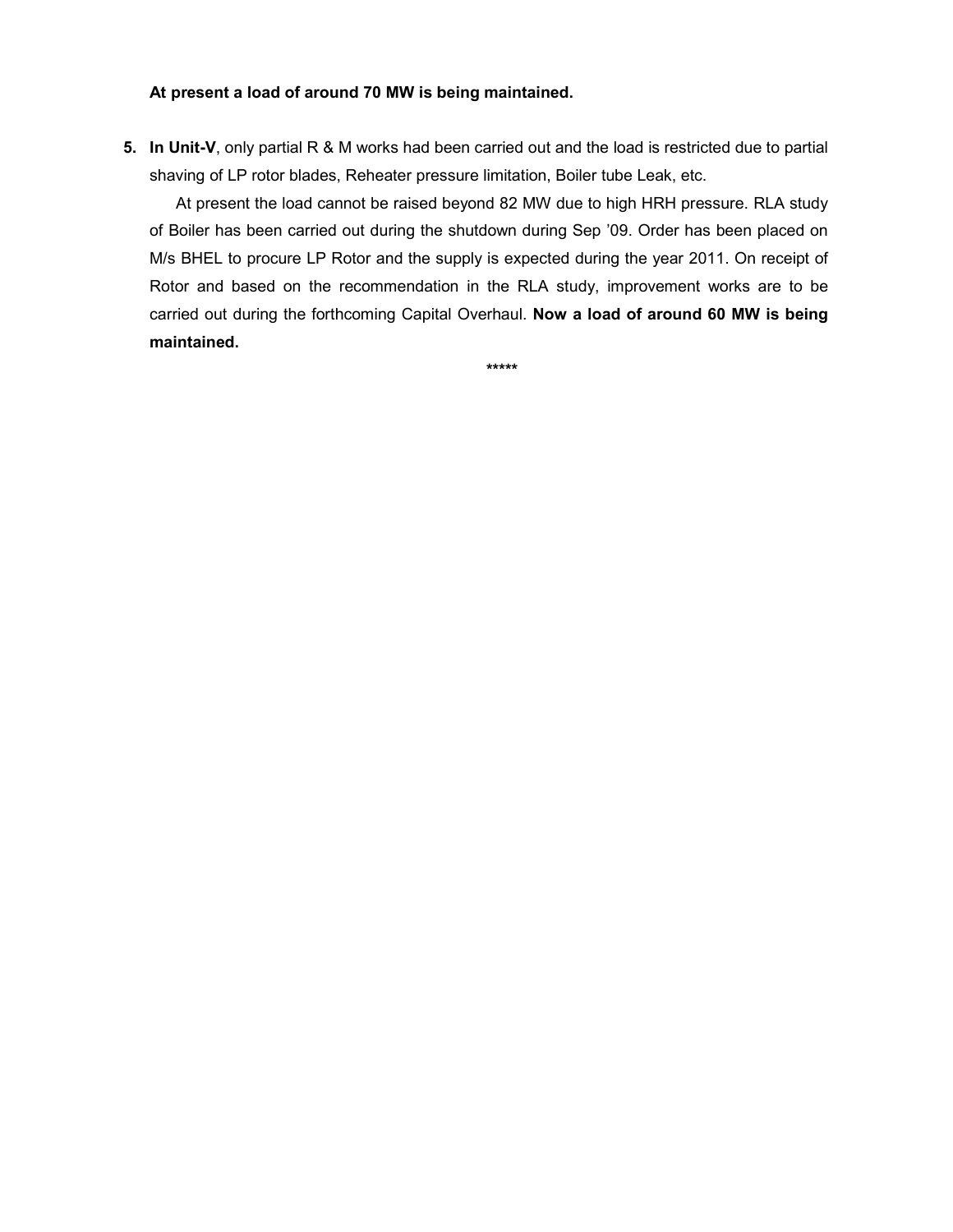**At present a load of around 70 MW is being maintained.**

5. **In Unit-V**, only partial R & M works had been carried out and the load is restricted due to partial shaving of LP rotor blades, Reheater pressure limitation, Boiler tube Leak, etc.

   At present the load cannot be raised beyond 82 MW due to high HRH pressure. RLA study of Boiler has been carried out during the shutdown during Sep '09. Order has been placed on M/s BHEL to procure LP Rotor and the supply is expected during the year 2011. On receipt of Rotor and based on the recommendation in the RLA study, improvement works are to be carried out during the forthcoming Capital Overhaul. **Now a load of around 60 MW is being maintained.**

*****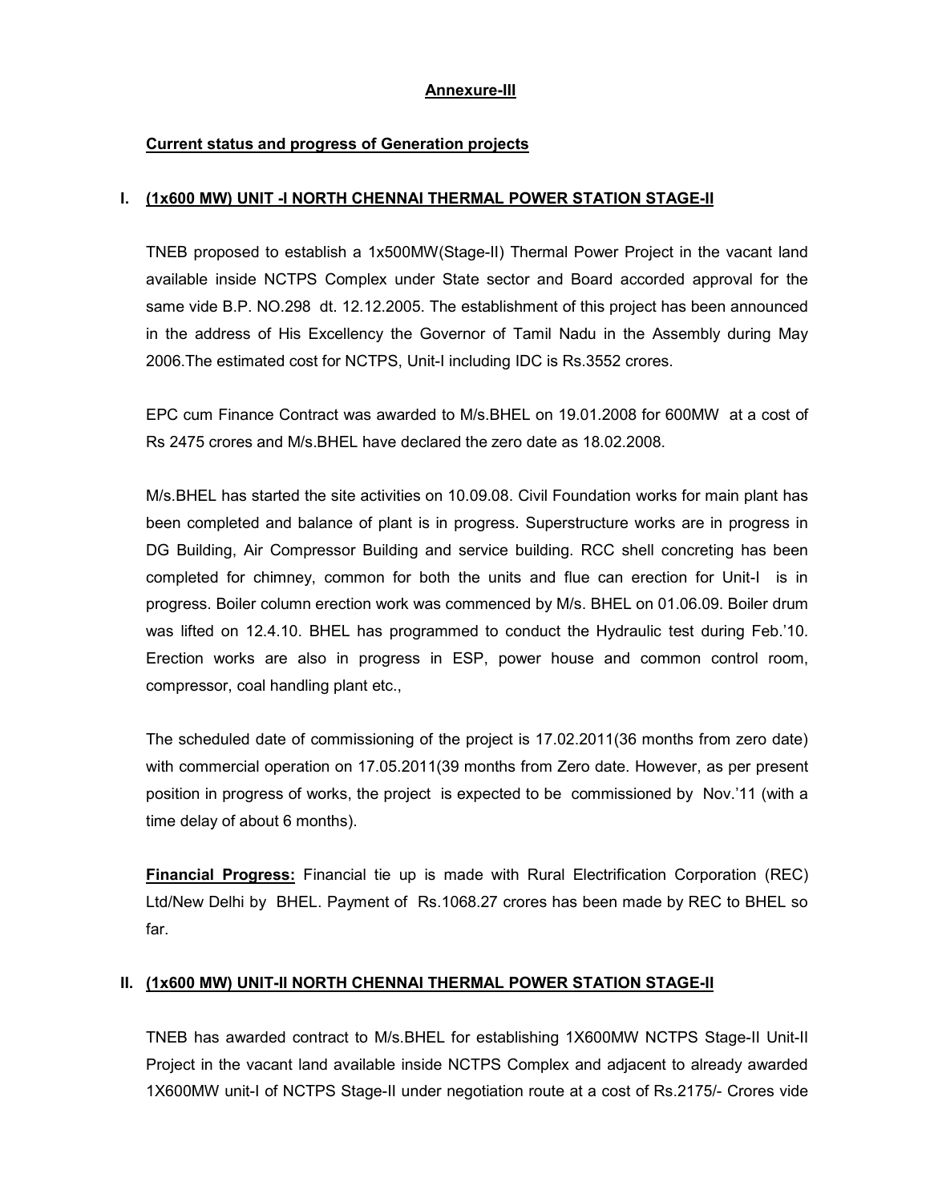**Annexure-III**

**Current status and progress of Generation projects**

## I. (1x600 MW) UNIT -I NORTH CHENNAI THERMAL POWER STATION STAGE-II

TNEB proposed to establish a 1x500MW(Stage-II) Thermal Power Project in the vacant land available inside NCTPS Complex under State sector and Board accorded approval for the same vide B.P. NO.298 dt. 12.12.2005. The establishment of this project has been announced in the address of His Excellency the Governor of Tamil Nadu in the Assembly during May 2006.The estimated cost for NCTPS, Unit-I including IDC is Rs.3552 crores.

EPC cum Finance Contract was awarded to M/s.BHEL on 19.01.2008 for 600MW at a cost of Rs 2475 crores and M/s.BHEL have declared the zero date as 18.02.2008.

M/s.BHEL has started the site activities on 10.09.08. Civil Foundation works for main plant has been completed and balance of plant is in progress. Superstructure works are in progress in DG Building, Air Compressor Building and service building. RCC shell concreting has been completed for chimney, common for both the units and flue can erection for Unit-I is in progress. Boiler column erection work was commenced by M/s. BHEL on 01.06.09. Boiler drum was lifted on 12.4.10. BHEL has programmed to conduct the Hydraulic test during Feb.'10. Erection works are also in progress in ESP, power house and common control room, compressor, coal handling plant etc.,

The scheduled date of commissioning of the project is 17.02.2011(36 months from zero date) with commercial operation on 17.05.2011(39 months from Zero date. However, as per present position in progress of works, the project is expected to be commissioned by Nov.'11 (with a time delay of about 6 months).

**Financial Progress:** Financial tie up is made with Rural Electrification Corporation (REC) Ltd/New Delhi by BHEL. Payment of Rs.1068.27 crores has been made by REC to BHEL so far.

## II. (1x600 MW) UNIT-II NORTH CHENNAI THERMAL POWER STATION STAGE-II

TNEB has awarded contract to M/s.BHEL for establishing 1X600MW NCTPS Stage-II Unit-II Project in the vacant land available inside NCTPS Complex and adjacent to already awarded 1X600MW unit-I of NCTPS Stage-II under negotiation route at a cost of Rs.2175/- Crores vide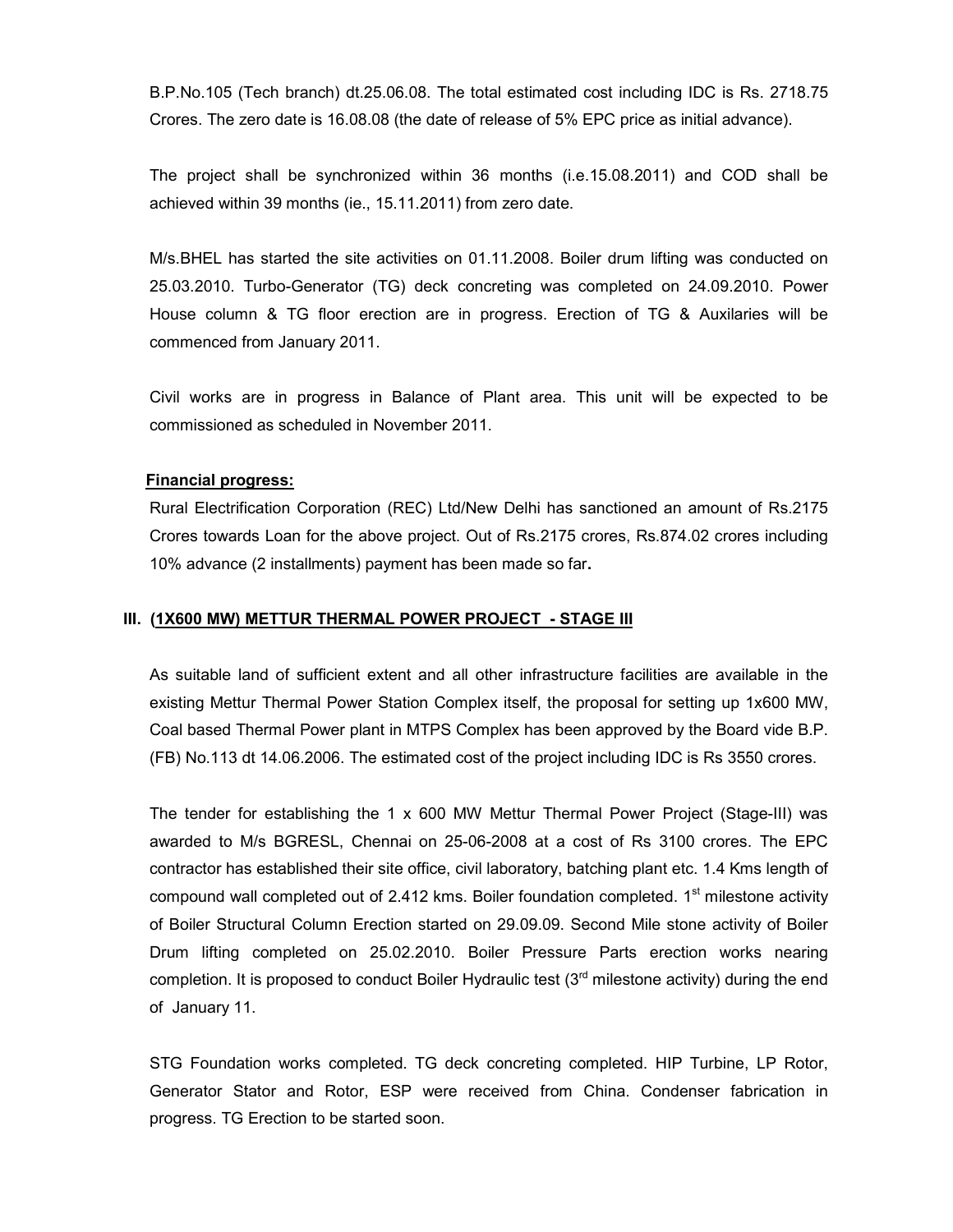B.P.No.105 (Tech branch) dt.25.06.08. The total estimated cost including IDC is Rs. 2718.75 Crores. The zero date is 16.08.08 (the date of release of 5% EPC price as initial advance).

The project shall be synchronized within 36 months (i.e.15.08.2011) and COD shall be achieved within 39 months (ie., 15.11.2011) from zero date.

M/s.BHEL has started the site activities on 01.11.2008. Boiler drum lifting was conducted on 25.03.2010. Turbo-Generator (TG) deck concreting was completed on 24.09.2010. Power House column & TG floor erection are in progress. Erection of TG & Auxilaries will be commenced from January 2011.

Civil works are in progress in Balance of Plant area. This unit will be expected to be commissioned as scheduled in November 2011.

**Financial progress:**

Rural Electrification Corporation (REC) Ltd/New Delhi has sanctioned an amount of Rs.2175 Crores towards Loan for the above project. Out of Rs.2175 crores, Rs.874.02 crores including 10% advance (2 installments) payment has been made so far**.**

## III. (1X600 MW) METTUR THERMAL POWER PROJECT - STAGE III

As suitable land of sufficient extent and all other infrastructure facilities are available in the existing Mettur Thermal Power Station Complex itself, the proposal for setting up 1x600 MW, Coal based Thermal Power plant in MTPS Complex has been approved by the Board vide B.P. (FB) No.113 dt 14.06.2006. The estimated cost of the project including IDC is Rs 3550 crores.

The tender for establishing the 1 x 600 MW Mettur Thermal Power Project (Stage-III) was awarded to M/s BGRESL, Chennai on 25-06-2008 at a cost of Rs 3100 crores. The EPC contractor has established their site office, civil laboratory, batching plant etc. 1.4 Kms length of compound wall completed out of 2.412 kms. Boiler foundation completed. 1st milestone activity of Boiler Structural Column Erection started on 29.09.09. Second Mile stone activity of Boiler Drum lifting completed on 25.02.2010. Boiler Pressure Parts erection works nearing completion. It is proposed to conduct Boiler Hydraulic test (3rd milestone activity) during the end of January 11.

STG Foundation works completed. TG deck concreting completed. HIP Turbine, LP Rotor, Generator Stator and Rotor, ESP were received from China. Condenser fabrication in progress. TG Erection to be started soon.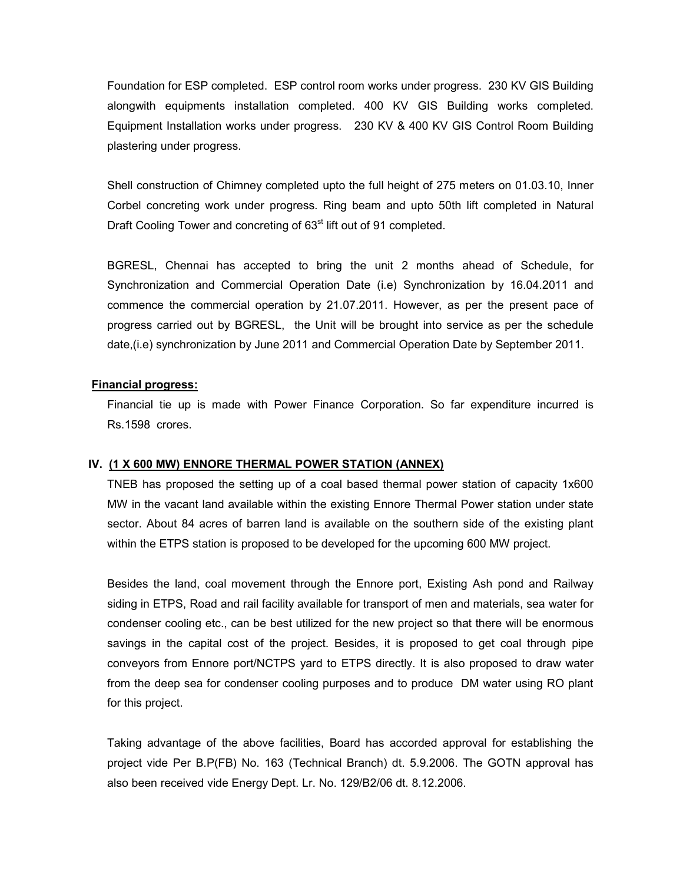Foundation for ESP completed. ESP control room works under progress. 230 KV GIS Building alongwith equipments installation completed. 400 KV GIS Building works completed. Equipment Installation works under progress. 230 KV & 400 KV GIS Control Room Building plastering under progress.

Shell construction of Chimney completed upto the full height of 275 meters on 01.03.10, Inner Corbel concreting work under progress. Ring beam and upto 50th lift completed in Natural Draft Cooling Tower and concreting of 63rd lift out of 91 completed.

BGRESL, Chennai has accepted to bring the unit 2 months ahead of Schedule, for Synchronization and Commercial Operation Date (i.e) Synchronization by 16.04.2011 and commence the commercial operation by 21.07.2011. However, as per the present pace of progress carried out by BGRESL, the Unit will be brought into service as per the schedule date,(i.e) synchronization by June 2011 and Commercial Operation Date by September 2011.

**Financial progress:**

Financial tie up is made with Power Finance Corporation. So far expenditure incurred is Rs.1598 crores.

### IV. (1 X 600 MW) ENNORE THERMAL POWER STATION (ANNEX)

TNEB has proposed the setting up of a coal based thermal power station of capacity 1x600 MW in the vacant land available within the existing Ennore Thermal Power station under state sector. About 84 acres of barren land is available on the southern side of the existing plant within the ETPS station is proposed to be developed for the upcoming 600 MW project.

Besides the land, coal movement through the Ennore port, Existing Ash pond and Railway siding in ETPS, Road and rail facility available for transport of men and materials, sea water for condenser cooling etc., can be best utilized for the new project so that there will be enormous savings in the capital cost of the project. Besides, it is proposed to get coal through pipe conveyors from Ennore port/NCTPS yard to ETPS directly. It is also proposed to draw water from the deep sea for condenser cooling purposes and to produce DM water using RO plant for this project.

Taking advantage of the above facilities, Board has accorded approval for establishing the project vide Per B.P(FB) No. 163 (Technical Branch) dt. 5.9.2006. The GOTN approval has also been received vide Energy Dept. Lr. No. 129/B2/06 dt. 8.12.2006.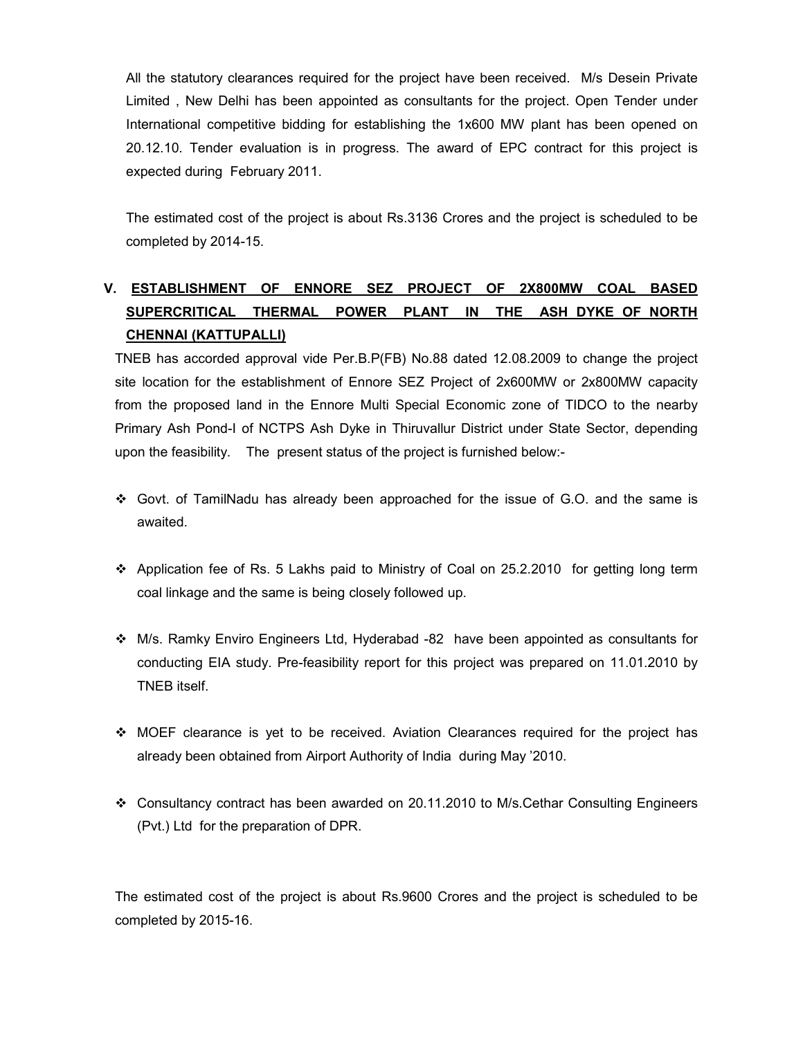All the statutory clearances required for the project have been received. M/s Desein Private Limited , New Delhi has been appointed as consultants for the project. Open Tender under International competitive bidding for establishing the 1x600 MW plant has been opened on 20.12.10. Tender evaluation is in progress. The award of EPC contract for this project is expected during February 2011.

The estimated cost of the project is about Rs.3136 Crores and the project is scheduled to be completed by 2014-15.

## V. ESTABLISHMENT OF ENNORE SEZ PROJECT OF 2X800MW COAL BASED SUPERCRITICAL THERMAL POWER PLANT IN THE ASH DYKE OF NORTH CHENNAI (KATTUPALLI)

TNEB has accorded approval vide Per.B.P(FB) No.88 dated 12.08.2009 to change the project site location for the establishment of Ennore SEZ Project of 2x600MW or 2x800MW capacity from the proposed land in the Ennore Multi Special Economic zone of TIDCO to the nearby Primary Ash Pond-I of NCTPS Ash Dyke in Thiruvallur District under State Sector, depending upon the feasibility. The present status of the project is furnished below:-

- Govt. of TamilNadu has already been approached for the issue of G.O. and the same is awaited.

- Application fee of Rs. 5 Lakhs paid to Ministry of Coal on 25.2.2010 for getting long term coal linkage and the same is being closely followed up.

- M/s. Ramky Enviro Engineers Ltd, Hyderabad -82 have been appointed as consultants for conducting EIA study. Pre-feasibility report for this project was prepared on 11.01.2010 by TNEB itself.

- MOEF clearance is yet to be received. Aviation Clearances required for the project has already been obtained from Airport Authority of India during May '2010.

- Consultancy contract has been awarded on 20.11.2010 to M/s.Cethar Consulting Engineers (Pvt.) Ltd for the preparation of DPR.

The estimated cost of the project is about Rs.9600 Crores and the project is scheduled to be completed by 2015-16.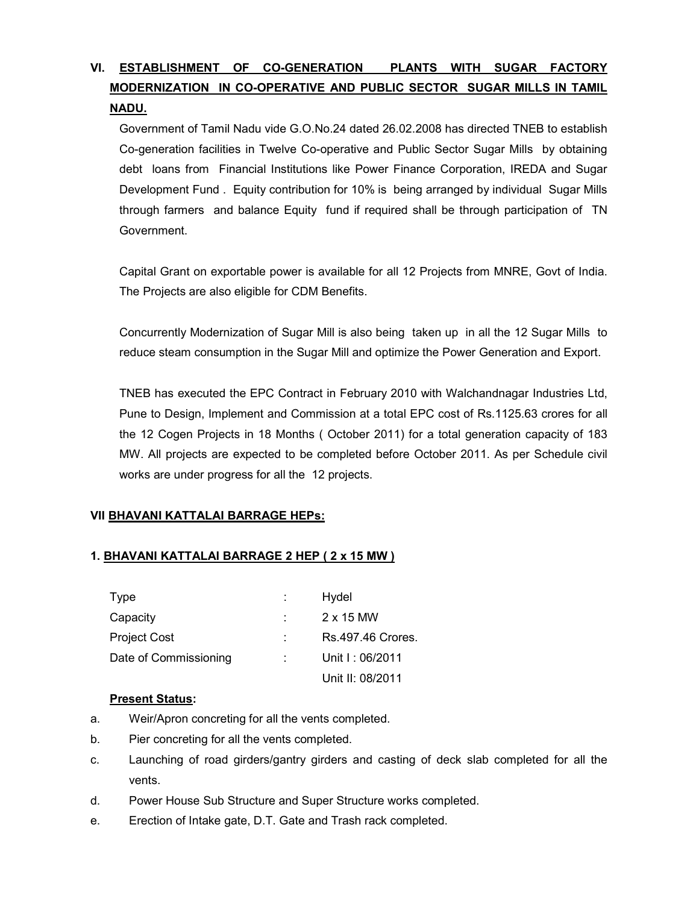## VI. <u>ESTABLISHMENT OF CO-GENERATION PLANTS WITH SUGAR FACTORY MODERNIZATION IN CO-OPERATIVE AND PUBLIC SECTOR SUGAR MILLS IN TAMIL NADU.</u>

Government of Tamil Nadu vide G.O.No.24 dated 26.02.2008 has directed TNEB to establish Co-generation facilities in Twelve Co-operative and Public Sector Sugar Mills by obtaining debt loans from Financial Institutions like Power Finance Corporation, IREDA and Sugar Development Fund . Equity contribution for 10% is being arranged by individual Sugar Mills through farmers and balance Equity fund if required shall be through participation of TN Government.

Capital Grant on exportable power is available for all 12 Projects from MNRE, Govt of India. The Projects are also eligible for CDM Benefits.

Concurrently Modernization of Sugar Mill is also being taken up in all the 12 Sugar Mills to reduce steam consumption in the Sugar Mill and optimize the Power Generation and Export.

TNEB has executed the EPC Contract in February 2010 with Walchandnagar Industries Ltd, Pune to Design, Implement and Commission at a total EPC cost of Rs.1125.63 crores for all the 12 Cogen Projects in 18 Months ( October 2011) for a total generation capacity of 183 MW. All projects are expected to be completed before October 2011. As per Schedule civil works are under progress for all the 12 projects.

## VII <u>BHAVANI KATTALAI BARRAGE HEPs:</u>

### 1. <u>BHAVANI KATTALAI BARRAGE 2 HEP ( 2 x 15 MW )</u>

| | | |
|---|---|---|
| Type | : | Hydel |
| Capacity | : | 2 x 15 MW |
| Project Cost | : | Rs.497.46 Crores. |
| Date of Commissioning | : | Unit I : 06/2011 |
| | | Unit II: 08/2011 |

**<u>Present Status</u>:**

a. Weir/Apron concreting for all the vents completed.

b. Pier concreting for all the vents completed.

c. Launching of road girders/gantry girders and casting of deck slab completed for all the vents.

d. Power House Sub Structure and Super Structure works completed.

e. Erection of Intake gate, D.T. Gate and Trash rack completed.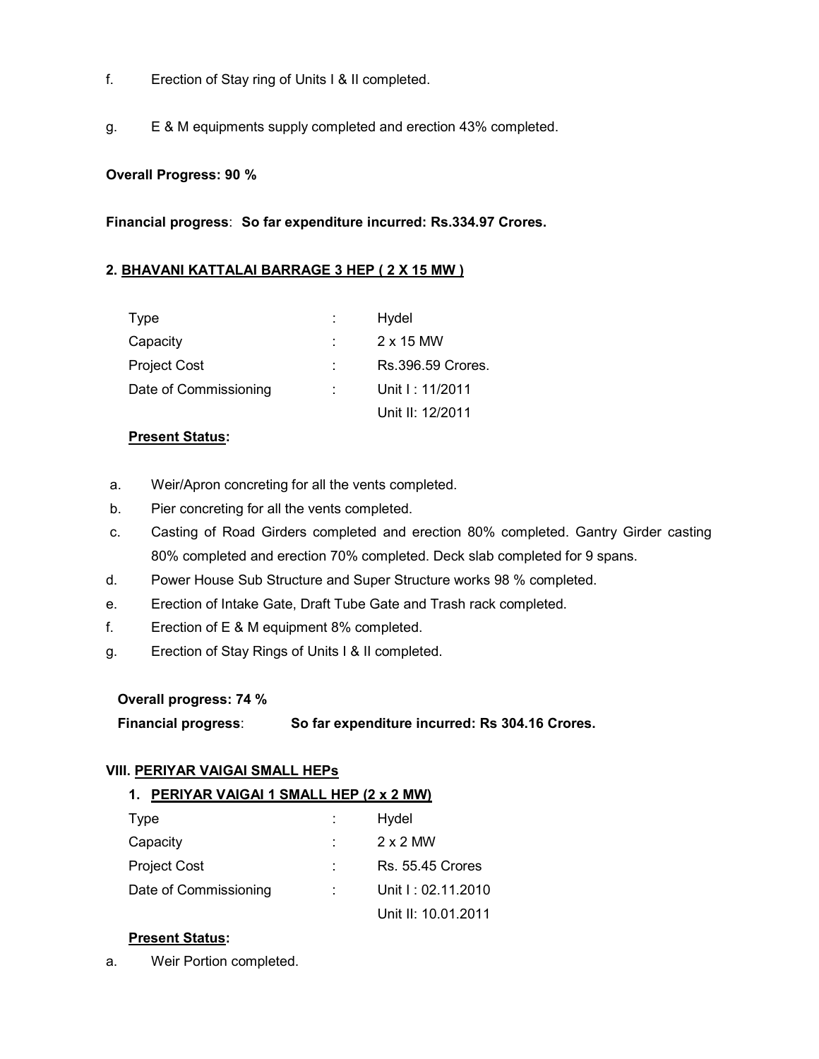f. Erection of Stay ring of Units I & II completed.

g. E & M equipments supply completed and erection 43% completed.

**Overall Progress: 90 %**

**Financial progress**: **So far expenditure incurred: Rs.334.97 Crores.**

**2. <u>BHAVANI KATTALAI BARRAGE 3 HEP ( 2 X 15 MW )</u>**

| | | |
|---|---|---|
| Type | : | Hydel |
| Capacity | : | 2 x 15 MW |
| Project Cost | : | Rs.396.59 Crores. |
| Date of Commissioning | : | Unit I : 11/2011 |
| | | Unit II: 12/2011 |

**<u>Present Status</u>:**

a. Weir/Apron concreting for all the vents completed.
b. Pier concreting for all the vents completed.
c. Casting of Road Girders completed and erection 80% completed. Gantry Girder casting 80% completed and erection 70% completed. Deck slab completed for 9 spans.
d. Power House Sub Structure and Super Structure works 98 % completed.
e. Erection of Intake Gate, Draft Tube Gate and Trash rack completed.
f. Erection of E & M equipment 8% completed.
g. Erection of Stay Rings of Units I & II completed.

**Overall progress: 74 %**

**Financial progress**: **So far expenditure incurred: Rs 304.16 Crores.**

**VIII. <u>PERIYAR VAIGAI SMALL HEPs</u>**

**1. <u>PERIYAR VAIGAI 1 SMALL HEP (2 x 2 MW)</u>**

| | | |
|---|---|---|
| Type | : | Hydel |
| Capacity | : | 2 x 2 MW |
| Project Cost | : | Rs. 55.45 Crores |
| Date of Commissioning | : | Unit I : 02.11.2010 |
| | | Unit II: 10.01.2011 |

**<u>Present Status</u>:**

a. Weir Portion completed.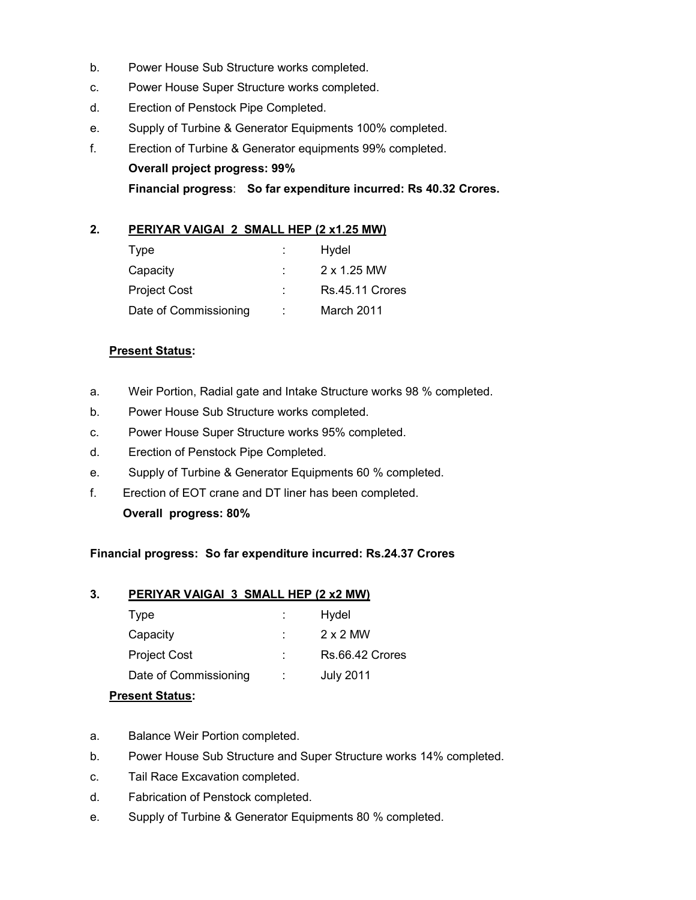b. Power House Sub Structure works completed.

c. Power House Super Structure works completed.

d. Erection of Penstock Pipe Completed.

e. Supply of Turbine & Generator Equipments 100% completed.

f. Erection of Turbine & Generator equipments 99% completed.

**Overall project progress: 99%**

**Financial progress**: **So far expenditure incurred: Rs 40.32 Crores.**

**2. <u>PERIYAR VAIGAI 2 SMALL HEP (2 x1.25 MW)</u>**

| | | |
|---|---|---|
| Type | : | Hydel |
| Capacity | : | 2 x 1.25 MW |
| Project Cost | : | Rs.45.11 Crores |
| Date of Commissioning | : | March 2011 |

**<u>Present Status</u>:**

a. Weir Portion, Radial gate and Intake Structure works 98 % completed.

b. Power House Sub Structure works completed.

c. Power House Super Structure works 95% completed.

d. Erection of Penstock Pipe Completed.

e. Supply of Turbine & Generator Equipments 60 % completed.

f. Erection of EOT crane and DT liner has been completed.

**Overall progress: 80%**

**Financial progress: So far expenditure incurred: Rs.24.37 Crores**

**3. <u>PERIYAR VAIGAI 3 SMALL HEP (2 x2 MW)</u>**

| | | |
|---|---|---|
| Type | : | Hydel |
| Capacity | : | 2 x 2 MW |
| Project Cost | : | Rs.66.42 Crores |
| Date of Commissioning | : | July 2011 |

**<u>Present Status</u>:**

a. Balance Weir Portion completed.

b. Power House Sub Structure and Super Structure works 14% completed.

c. Tail Race Excavation completed.

d. Fabrication of Penstock completed.

e. Supply of Turbine & Generator Equipments 80 % completed.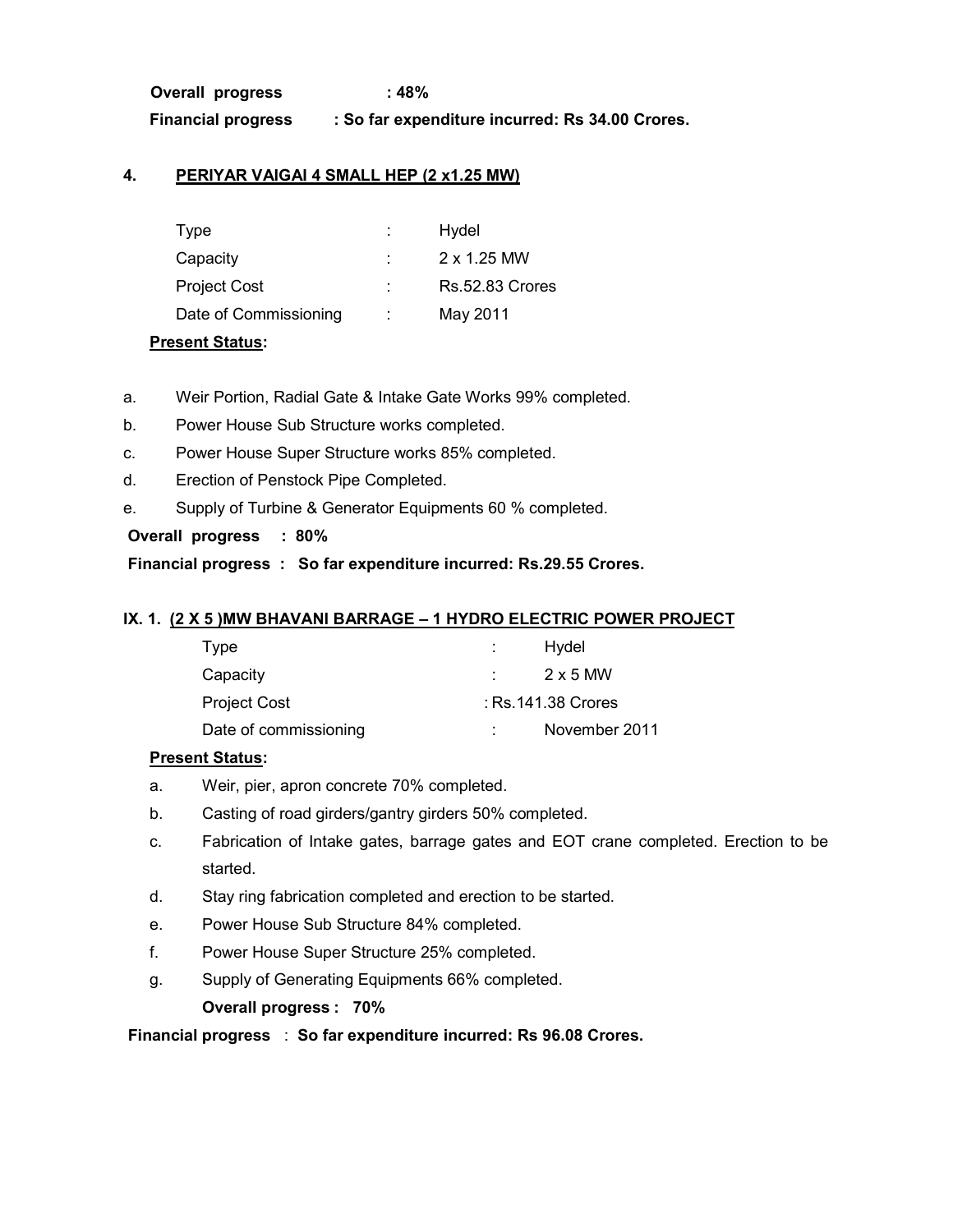**Overall progress : 48%**

**Financial progress : So far expenditure incurred: Rs 34.00 Crores.**

## 4. PERIYAR VAIGAI 4 SMALL HEP (2 x1.25 MW)

| | | |
|---|---|---|
| Type | : | Hydel |
| Capacity | : | 2 x 1.25 MW |
| Project Cost | : | Rs.52.83 Crores |
| Date of Commissioning | : | May 2011 |

**Present Status:**

a. Weir Portion, Radial Gate & Intake Gate Works 99% completed.

b. Power House Sub Structure works completed.

c. Power House Super Structure works 85% completed.

d. Erection of Penstock Pipe Completed.

e. Supply of Turbine & Generator Equipments 60 % completed.

**Overall progress : 80%**

**Financial progress : So far expenditure incurred: Rs.29.55 Crores.**

## IX. 1. (2 X 5 )MW BHAVANI BARRAGE – 1 HYDRO ELECTRIC POWER PROJECT

| | | |
|---|---|---|
| Type | : | Hydel |
| Capacity | : | 2 x 5 MW |
| Project Cost | : | Rs.141.38 Crores |
| Date of commissioning | : | November 2011 |

**Present Status:**

a. Weir, pier, apron concrete 70% completed.

b. Casting of road girders/gantry girders 50% completed.

c. Fabrication of Intake gates, barrage gates and EOT crane completed. Erection to be started.

d. Stay ring fabrication completed and erection to be started.

e. Power House Sub Structure 84% completed.

f. Power House Super Structure 25% completed.

g. Supply of Generating Equipments 66% completed.

**Overall progress : 70%**

**Financial progress : So far expenditure incurred: Rs 96.08 Crores.**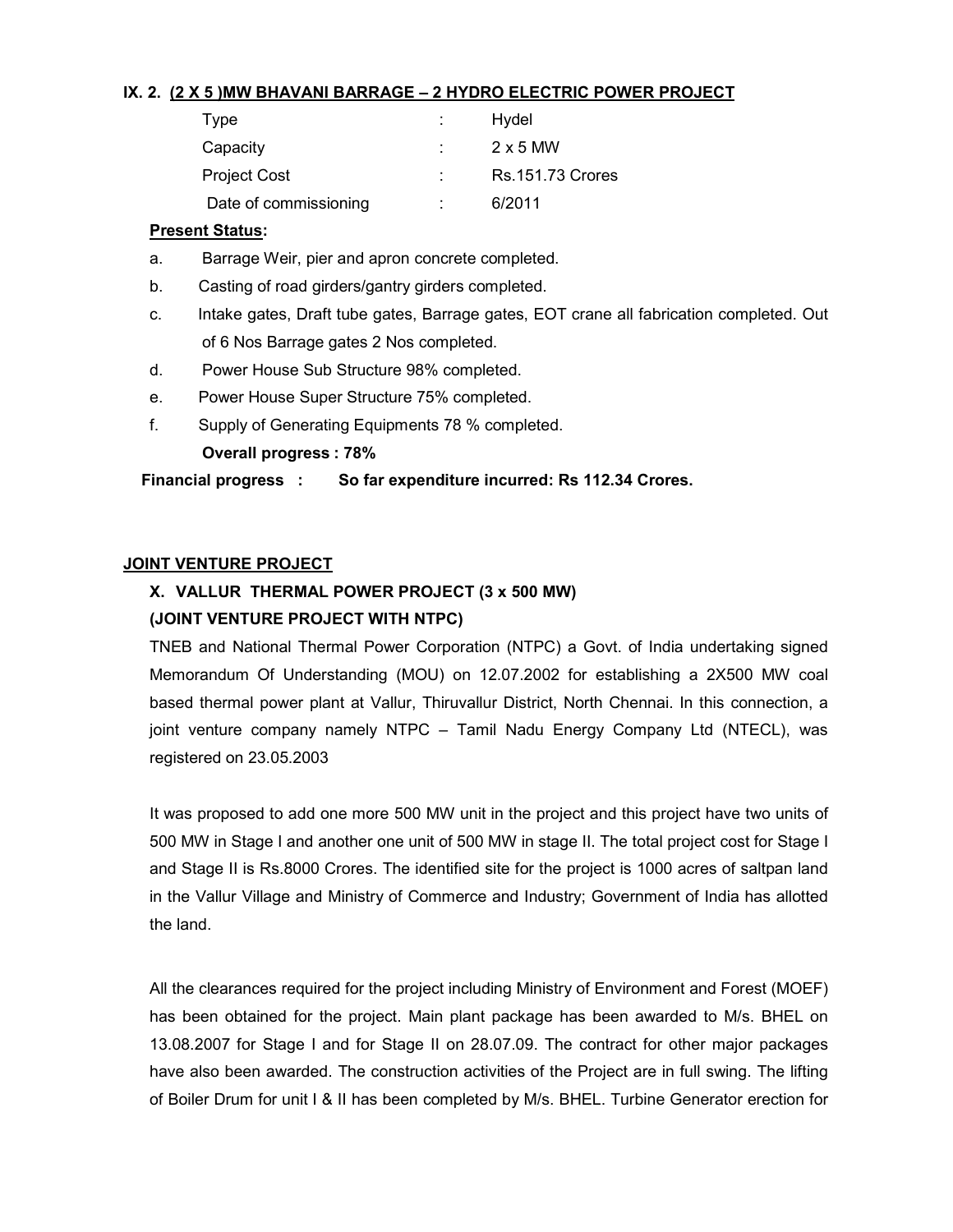**IX. 2. (2 X 5 )MW BHAVANI BARRAGE – 2 HYDRO ELECTRIC POWER PROJECT**

| | | |
|---|---|---|
| Type | : | Hydel |
| Capacity | : | 2 x 5 MW |
| Project Cost | : | Rs.151.73 Crores |
| Date of commissioning | : | 6/2011 |

**Present Status:**

a. Barrage Weir, pier and apron concrete completed.

b. Casting of road girders/gantry girders completed.

c. Intake gates, Draft tube gates, Barrage gates, EOT crane all fabrication completed. Out of 6 Nos Barrage gates 2 Nos completed.

d. Power House Sub Structure 98% completed.

e. Power House Super Structure 75% completed.

f. Supply of Generating Equipments 78 % completed.

**Overall progress : 78%**

**Financial progress : So far expenditure incurred: Rs 112.34 Crores.**

**JOINT VENTURE PROJECT**

**X. VALLUR THERMAL POWER PROJECT (3 x 500 MW)**
**(JOINT VENTURE PROJECT WITH NTPC)**

TNEB and National Thermal Power Corporation (NTPC) a Govt. of India undertaking signed Memorandum Of Understanding (MOU) on 12.07.2002 for establishing a 2X500 MW coal based thermal power plant at Vallur, Thiruvallur District, North Chennai. In this connection, a joint venture company namely NTPC – Tamil Nadu Energy Company Ltd (NTECL), was registered on 23.05.2003

It was proposed to add one more 500 MW unit in the project and this project have two units of 500 MW in Stage I and another one unit of 500 MW in stage II. The total project cost for Stage I and Stage II is Rs.8000 Crores. The identified site for the project is 1000 acres of saltpan land in the Vallur Village and Ministry of Commerce and Industry; Government of India has allotted the land.

All the clearances required for the project including Ministry of Environment and Forest (MOEF) has been obtained for the project. Main plant package has been awarded to M/s. BHEL on 13.08.2007 for Stage I and for Stage II on 28.07.09. The contract for other major packages have also been awarded. The construction activities of the Project are in full swing. The lifting of Boiler Drum for unit I & II has been completed by M/s. BHEL. Turbine Generator erection for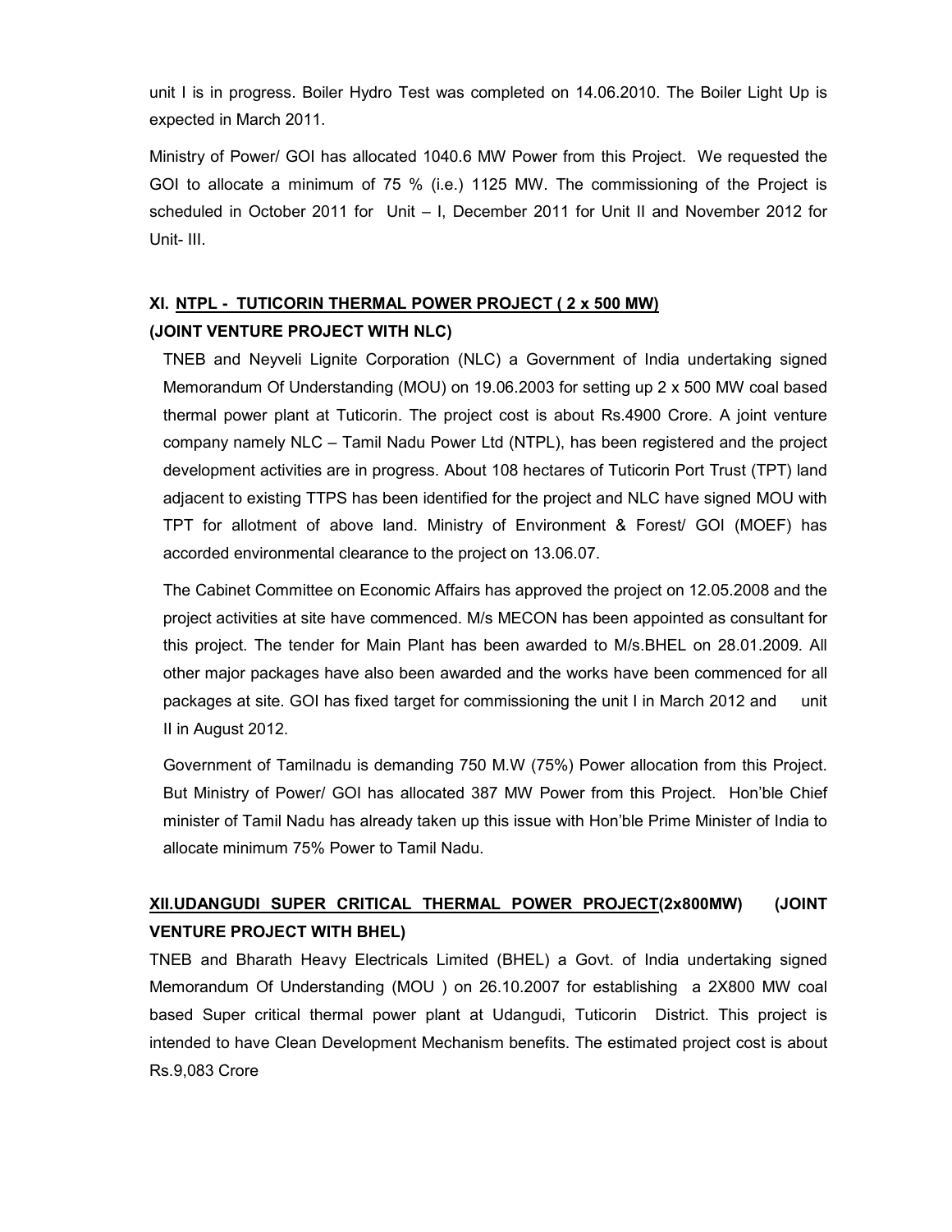unit I is in progress. Boiler Hydro Test was completed on 14.06.2010. The Boiler Light Up is expected in March 2011.

Ministry of Power/ GOI has allocated 1040.6 MW Power from this Project. We requested the GOI to allocate a minimum of 75 % (i.e.) 1125 MW. The commissioning of the Project is scheduled in October 2011 for Unit – I, December 2011 for Unit II and November 2012 for Unit- III.

## XI. NTPL - TUTICORIN THERMAL POWER PROJECT ( 2 x 500 MW) (JOINT VENTURE PROJECT WITH NLC)

TNEB and Neyveli Lignite Corporation (NLC) a Government of India undertaking signed Memorandum Of Understanding (MOU) on 19.06.2003 for setting up 2 x 500 MW coal based thermal power plant at Tuticorin. The project cost is about Rs.4900 Crore. A joint venture company namely NLC – Tamil Nadu Power Ltd (NTPL), has been registered and the project development activities are in progress. About 108 hectares of Tuticorin Port Trust (TPT) land adjacent to existing TTPS has been identified for the project and NLC have signed MOU with TPT for allotment of above land. Ministry of Environment & Forest/ GOI (MOEF) has accorded environmental clearance to the project on 13.06.07.

The Cabinet Committee on Economic Affairs has approved the project on 12.05.2008 and the project activities at site have commenced. M/s MECON has been appointed as consultant for this project. The tender for Main Plant has been awarded to M/s.BHEL on 28.01.2009. All other major packages have also been awarded and the works have been commenced for all packages at site. GOI has fixed target for commissioning the unit I in March 2012 and unit II in August 2012.

Government of Tamilnadu is demanding 750 M.W (75%) Power allocation from this Project. But Ministry of Power/ GOI has allocated 387 MW Power from this Project. Hon'ble Chief minister of Tamil Nadu has already taken up this issue with Hon'ble Prime Minister of India to allocate minimum 75% Power to Tamil Nadu.

## XII.UDANGUDI SUPER CRITICAL THERMAL POWER PROJECT(2x800MW) (JOINT VENTURE PROJECT WITH BHEL)

TNEB and Bharath Heavy Electricals Limited (BHEL) a Govt. of India undertaking signed Memorandum Of Understanding (MOU ) on 26.10.2007 for establishing a 2X800 MW coal based Super critical thermal power plant at Udangudi, Tuticorin District. This project is intended to have Clean Development Mechanism benefits. The estimated project cost is about Rs.9,083 Crore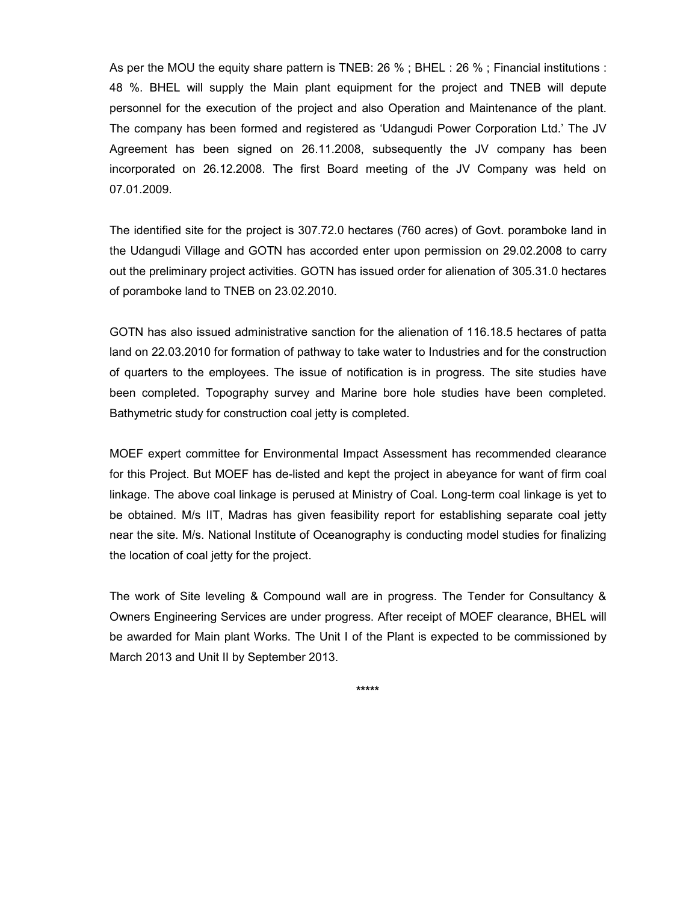As per the MOU the equity share pattern is TNEB: 26 % ; BHEL : 26 % ; Financial institutions : 48 %. BHEL will supply the Main plant equipment for the project and TNEB will depute personnel for the execution of the project and also Operation and Maintenance of the plant. The company has been formed and registered as 'Udangudi Power Corporation Ltd.' The JV Agreement has been signed on 26.11.2008, subsequently the JV company has been incorporated on 26.12.2008. The first Board meeting of the JV Company was held on 07.01.2009.

The identified site for the project is 307.72.0 hectares (760 acres) of Govt. poramboke land in the Udangudi Village and GOTN has accorded enter upon permission on 29.02.2008 to carry out the preliminary project activities. GOTN has issued order for alienation of 305.31.0 hectares of poramboke land to TNEB on 23.02.2010.

GOTN has also issued administrative sanction for the alienation of 116.18.5 hectares of patta land on 22.03.2010 for formation of pathway to take water to Industries and for the construction of quarters to the employees. The issue of notification is in progress. The site studies have been completed. Topography survey and Marine bore hole studies have been completed. Bathymetric study for construction coal jetty is completed.

MOEF expert committee for Environmental Impact Assessment has recommended clearance for this Project. But MOEF has de-listed and kept the project in abeyance for want of firm coal linkage. The above coal linkage is perused at Ministry of Coal. Long-term coal linkage is yet to be obtained. M/s IIT, Madras has given feasibility report for establishing separate coal jetty near the site. M/s. National Institute of Oceanography is conducting model studies for finalizing the location of coal jetty for the project.

The work of Site leveling & Compound wall are in progress. The Tender for Consultancy & Owners Engineering Services are under progress. After receipt of MOEF clearance, BHEL will be awarded for Main plant Works. The Unit I of the Plant is expected to be commissioned by March 2013 and Unit II by September 2013.

*****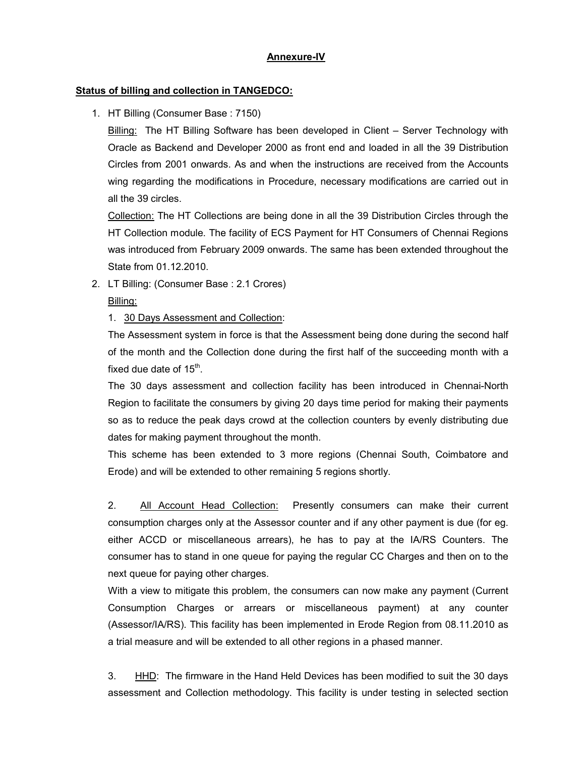## Annexure-IV

**Status of billing and collection in TANGEDCO:**

1. HT Billing (Consumer Base : 7150)

   Billing: The HT Billing Software has been developed in Client – Server Technology with Oracle as Backend and Developer 2000 as front end and loaded in all the 39 Distribution Circles from 2001 onwards. As and when the instructions are received from the Accounts wing regarding the modifications in Procedure, necessary modifications are carried out in all the 39 circles.

   Collection: The HT Collections are being done in all the 39 Distribution Circles through the HT Collection module. The facility of ECS Payment for HT Consumers of Chennai Regions was introduced from February 2009 onwards. The same has been extended throughout the State from 01.12.2010.

2. LT Billing: (Consumer Base : 2.1 Crores)

   Billing:

   1. 30 Days Assessment and Collection:

   The Assessment system in force is that the Assessment being done during the second half of the month and the Collection done during the first half of the succeeding month with a fixed due date of 15th.

   The 30 days assessment and collection facility has been introduced in Chennai-North Region to facilitate the consumers by giving 20 days time period for making their payments so as to reduce the peak days crowd at the collection counters by evenly distributing due dates for making payment throughout the month.

   This scheme has been extended to 3 more regions (Chennai South, Coimbatore and Erode) and will be extended to other remaining 5 regions shortly.

   2. All Account Head Collection: Presently consumers can make their current consumption charges only at the Assessor counter and if any other payment is due (for eg. either ACCD or miscellaneous arrears), he has to pay at the IA/RS Counters. The consumer has to stand in one queue for paying the regular CC Charges and then on to the next queue for paying other charges.

   With a view to mitigate this problem, the consumers can now make any payment (Current Consumption Charges or arrears or miscellaneous payment) at any counter (Assessor/IA/RS). This facility has been implemented in Erode Region from 08.11.2010 as a trial measure and will be extended to all other regions in a phased manner.

   3. HHD: The firmware in the Hand Held Devices has been modified to suit the 30 days assessment and Collection methodology. This facility is under testing in selected section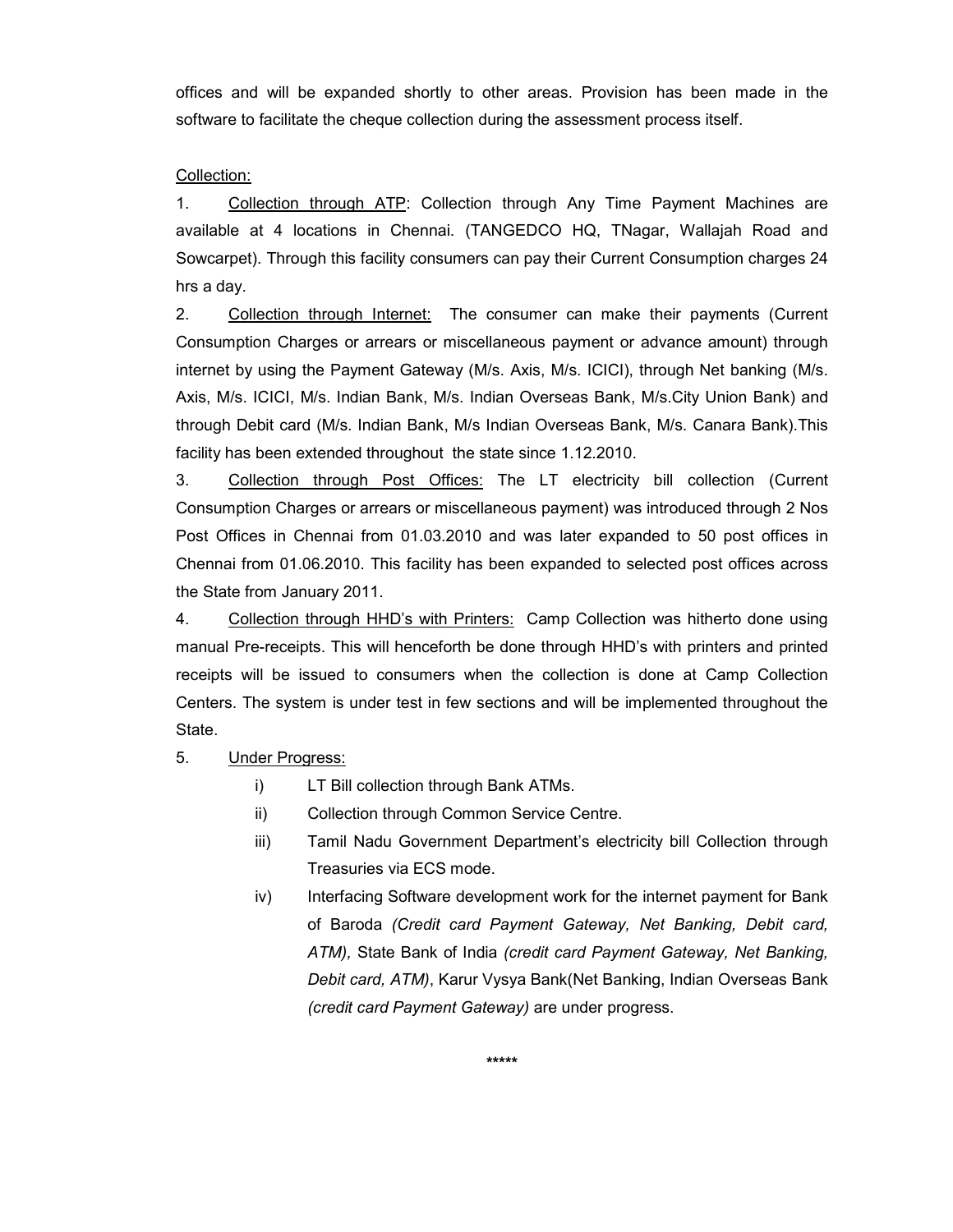offices and will be expanded shortly to other areas. Provision has been made in the software to facilitate the cheque collection during the assessment process itself.

Collection:

1. Collection through ATP: Collection through Any Time Payment Machines are available at 4 locations in Chennai. (TANGEDCO HQ, TNagar, Wallajah Road and Sowcarpet). Through this facility consumers can pay their Current Consumption charges 24 hrs a day.

2. Collection through Internet: The consumer can make their payments (Current Consumption Charges or arrears or miscellaneous payment or advance amount) through internet by using the Payment Gateway (M/s. Axis, M/s. ICICI), through Net banking (M/s. Axis, M/s. ICICI, M/s. Indian Bank, M/s. Indian Overseas Bank, M/s.City Union Bank) and through Debit card (M/s. Indian Bank, M/s Indian Overseas Bank, M/s. Canara Bank).This facility has been extended throughout the state since 1.12.2010.

3. Collection through Post Offices: The LT electricity bill collection (Current Consumption Charges or arrears or miscellaneous payment) was introduced through 2 Nos Post Offices in Chennai from 01.03.2010 and was later expanded to 50 post offices in Chennai from 01.06.2010. This facility has been expanded to selected post offices across the State from January 2011.

4. Collection through HHD's with Printers: Camp Collection was hitherto done using manual Pre-receipts. This will henceforth be done through HHD's with printers and printed receipts will be issued to consumers when the collection is done at Camp Collection Centers. The system is under test in few sections and will be implemented throughout the State.

5. Under Progress:

   i) LT Bill collection through Bank ATMs.

   ii) Collection through Common Service Centre.

   iii) Tamil Nadu Government Department's electricity bill Collection through Treasuries via ECS mode.

   iv) Interfacing Software development work for the internet payment for Bank of Baroda *(Credit card Payment Gateway, Net Banking, Debit card, ATM),* State Bank of India *(credit card Payment Gateway, Net Banking, Debit card, ATM)*, Karur Vysya Bank(Net Banking, Indian Overseas Bank *(credit card Payment Gateway)* are under progress.

*****